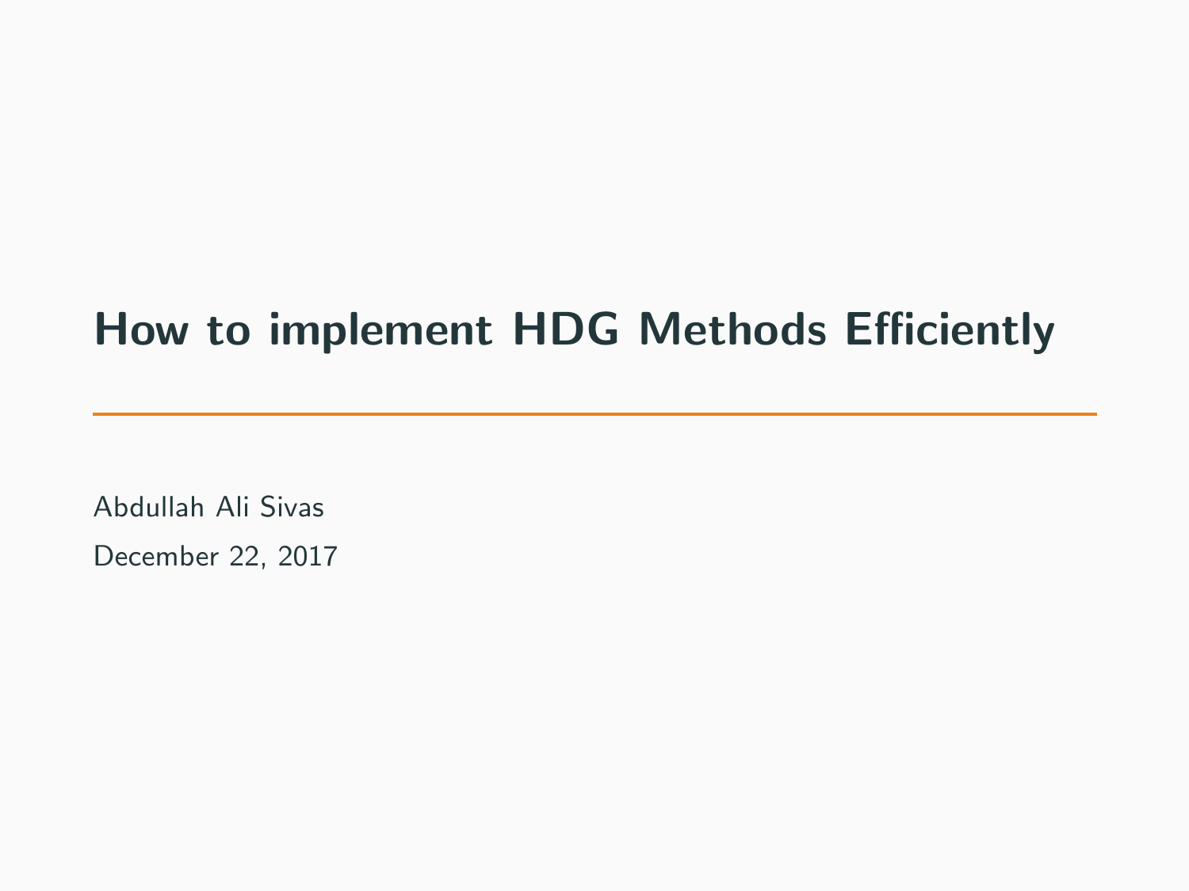# How to implement HDG Methods Efficiently

Abdullah Ali Sivas

December 22, 2017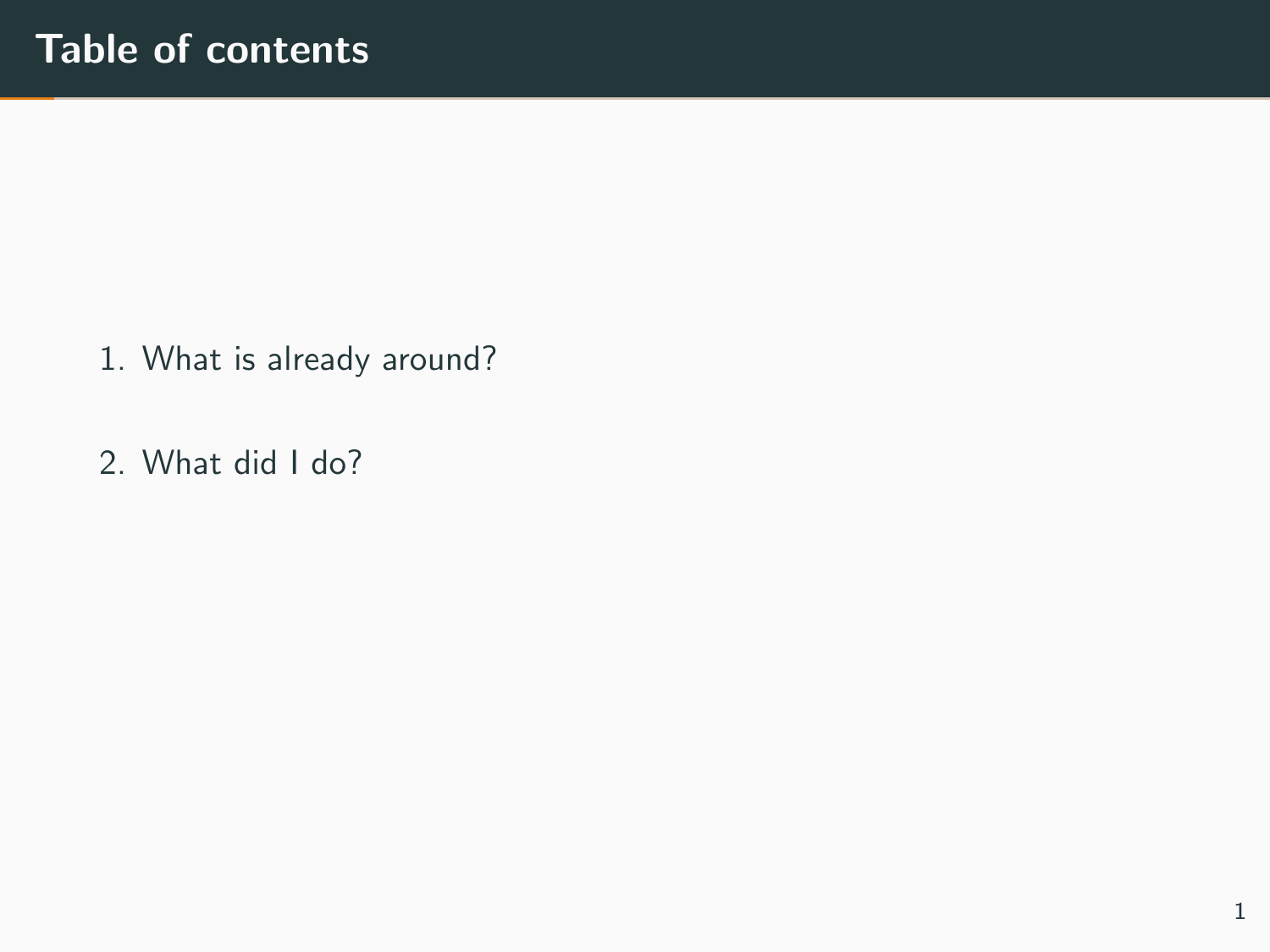# Table of contents

1. What is already around?
2. What did I do?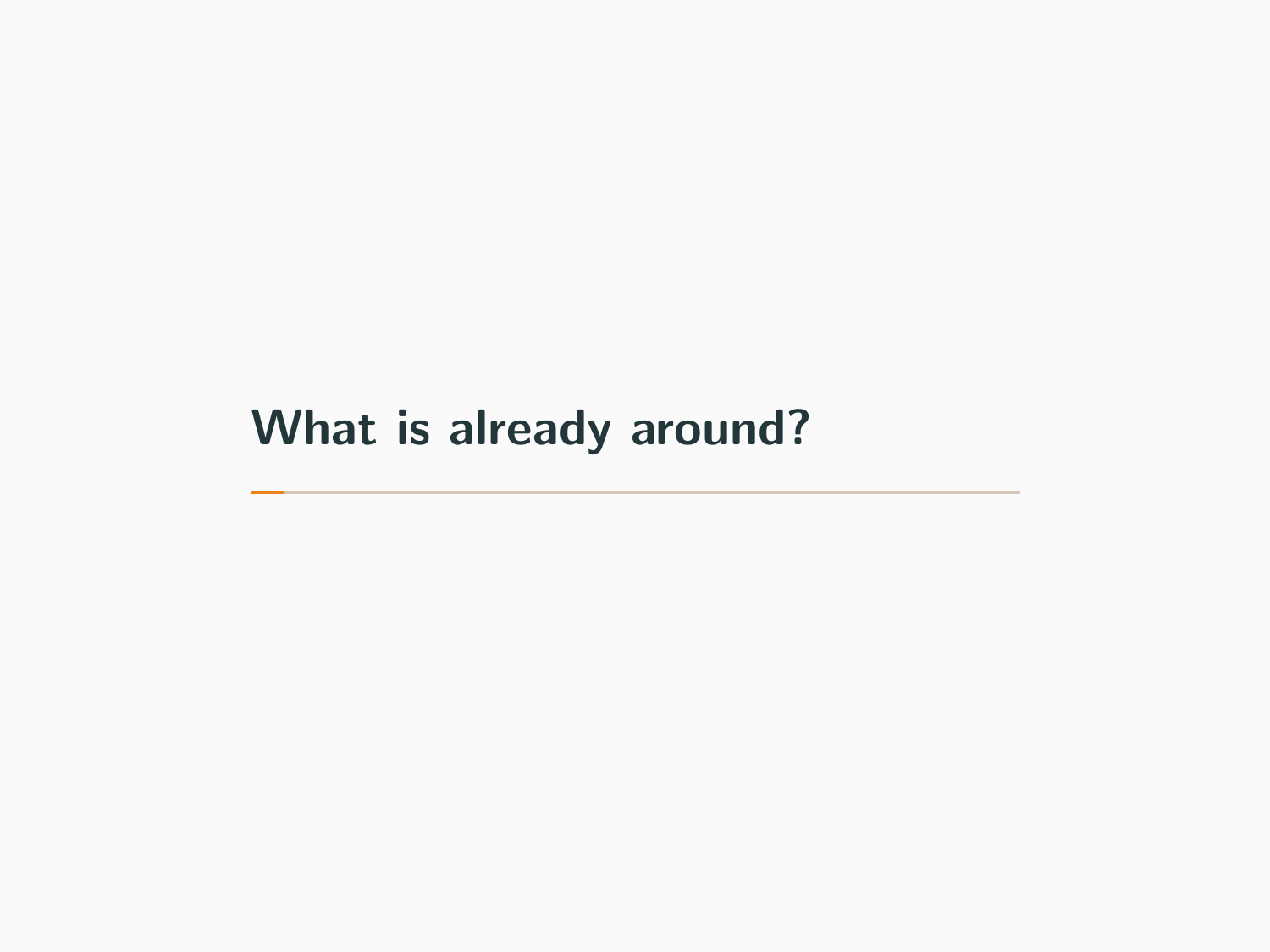# What is already around?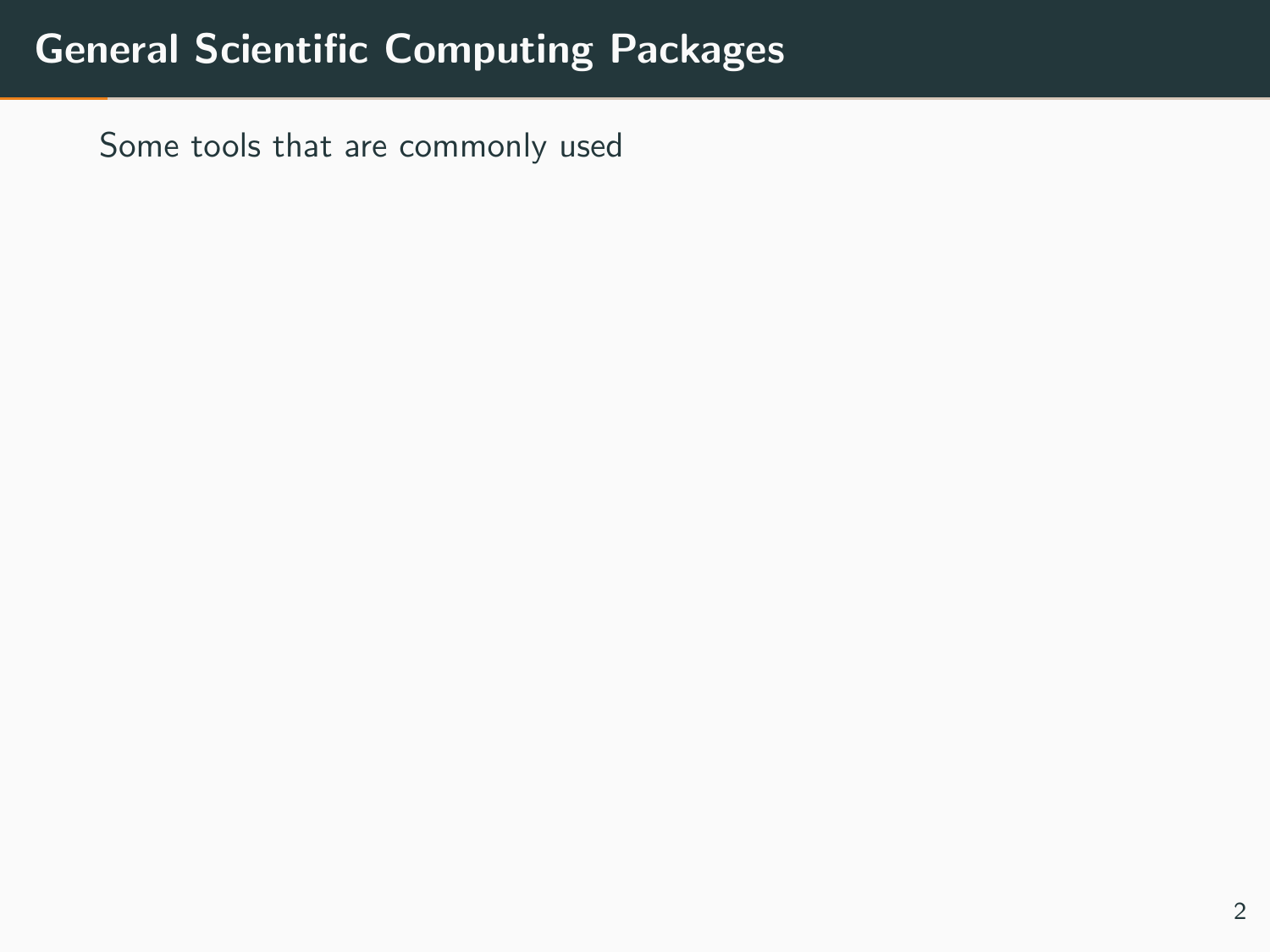# General Scientific Computing Packages

Some tools that are commonly used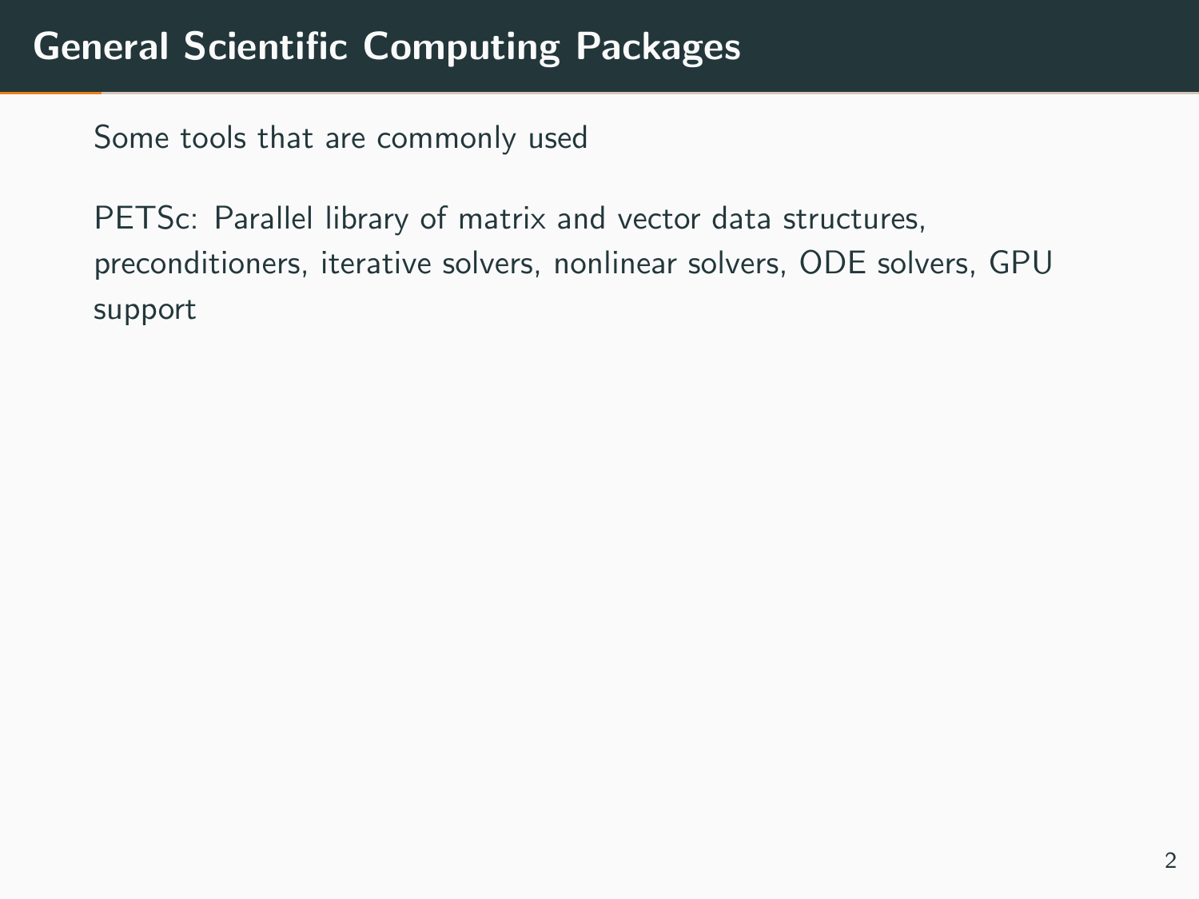# General Scientific Computing Packages

Some tools that are commonly used

PETSc: Parallel library of matrix and vector data structures, preconditioners, iterative solvers, nonlinear solvers, ODE solvers, GPU support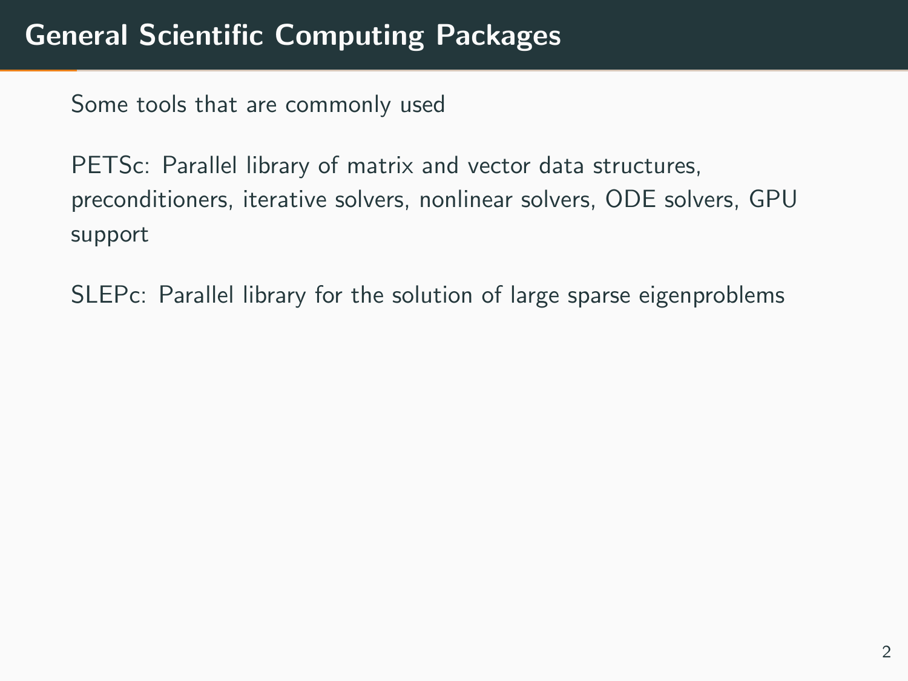# General Scientific Computing Packages

Some tools that are commonly used

PETSc: Parallel library of matrix and vector data structures, preconditioners, iterative solvers, nonlinear solvers, ODE solvers, GPU support

SLEPc: Parallel library for the solution of large sparse eigenproblems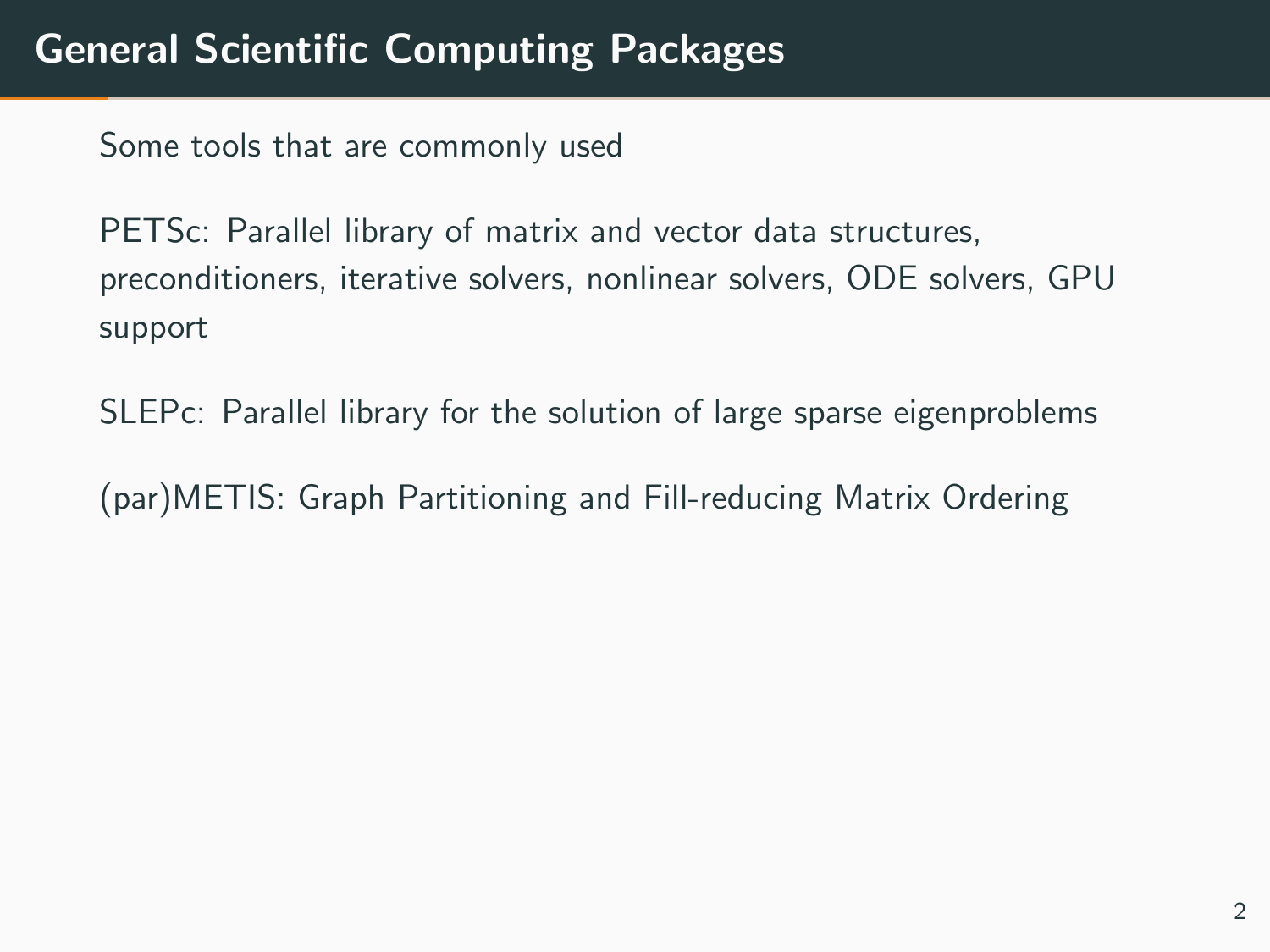# General Scientific Computing Packages

Some tools that are commonly used

PETSc: Parallel library of matrix and vector data structures, preconditioners, iterative solvers, nonlinear solvers, ODE solvers, GPU support

SLEPc: Parallel library for the solution of large sparse eigenproblems

(par)METIS: Graph Partitioning and Fill-reducing Matrix Ordering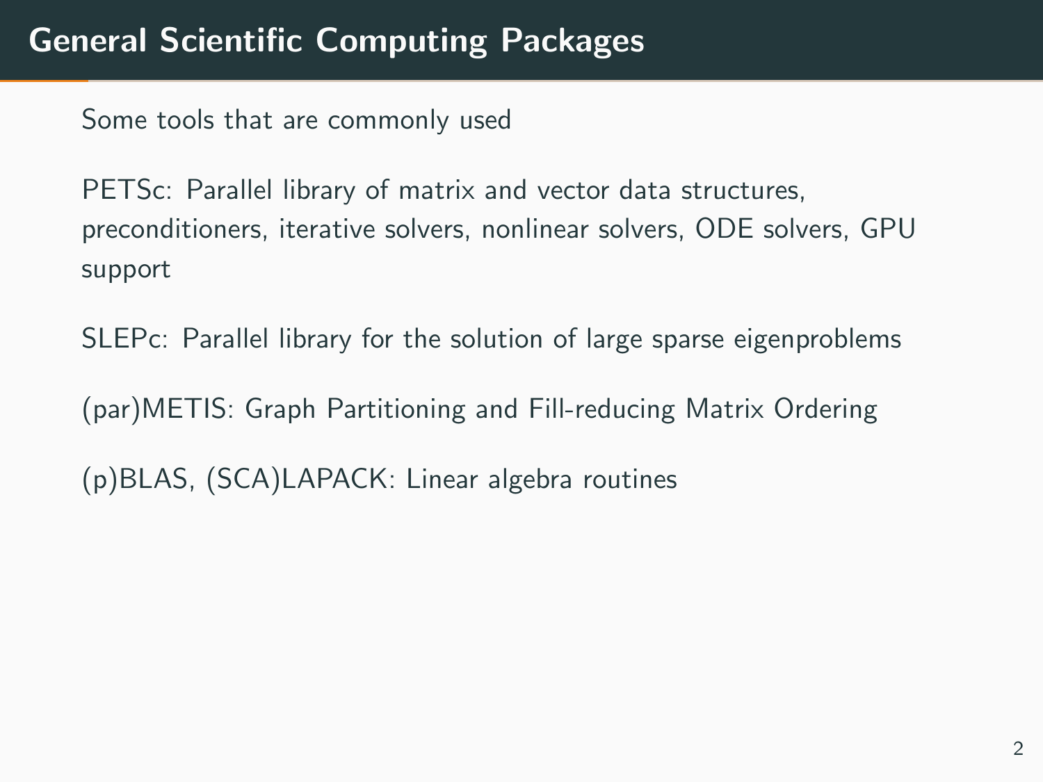# General Scientific Computing Packages

Some tools that are commonly used

PETSc: Parallel library of matrix and vector data structures, preconditioners, iterative solvers, nonlinear solvers, ODE solvers, GPU support

SLEPc: Parallel library for the solution of large sparse eigenproblems

(par)METIS: Graph Partitioning and Fill-reducing Matrix Ordering

(p)BLAS, (SCA)LAPACK: Linear algebra routines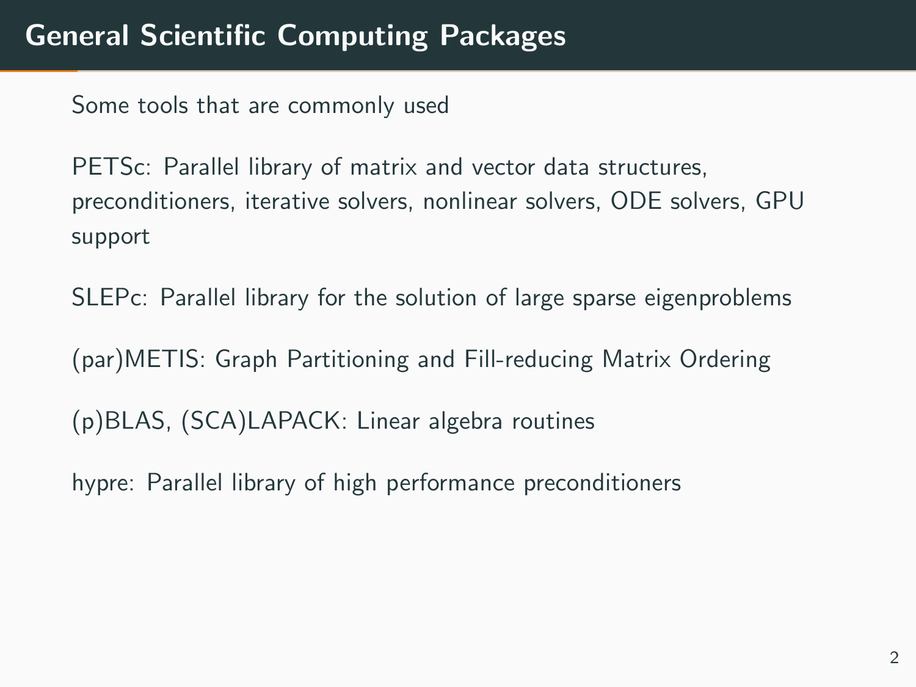# General Scientific Computing Packages

Some tools that are commonly used

PETSc: Parallel library of matrix and vector data structures, preconditioners, iterative solvers, nonlinear solvers, ODE solvers, GPU support

SLEPc: Parallel library for the solution of large sparse eigenproblems

(par)METIS: Graph Partitioning and Fill-reducing Matrix Ordering

(p)BLAS, (SCA)LAPACK: Linear algebra routines

hypre: Parallel library of high performance preconditioners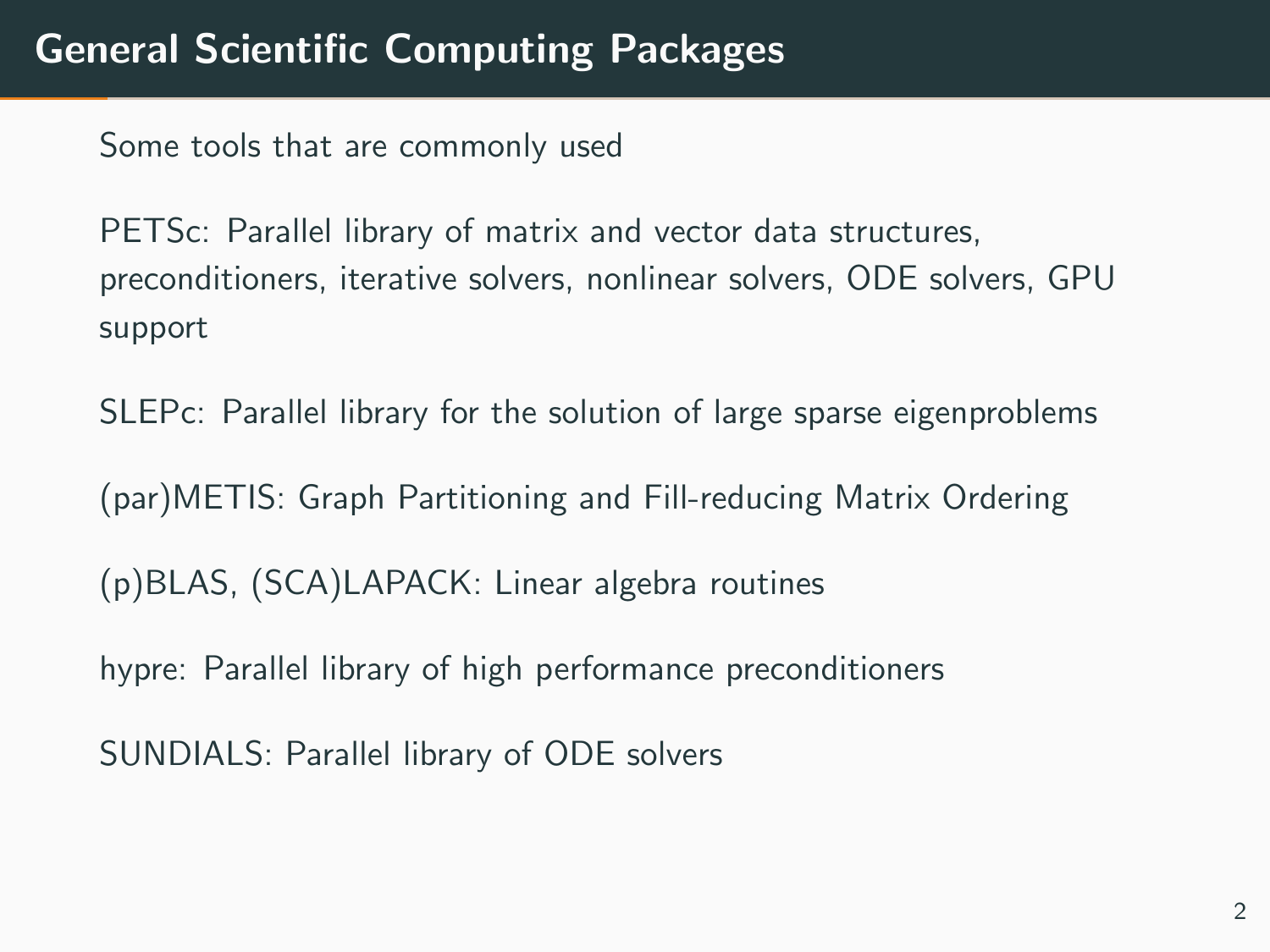# General Scientific Computing Packages

Some tools that are commonly used

PETSc: Parallel library of matrix and vector data structures, preconditioners, iterative solvers, nonlinear solvers, ODE solvers, GPU support

SLEPc: Parallel library for the solution of large sparse eigenproblems

(par)METIS: Graph Partitioning and Fill-reducing Matrix Ordering

(p)BLAS, (SCA)LAPACK: Linear algebra routines

hypre: Parallel library of high performance preconditioners

SUNDIALS: Parallel library of ODE solvers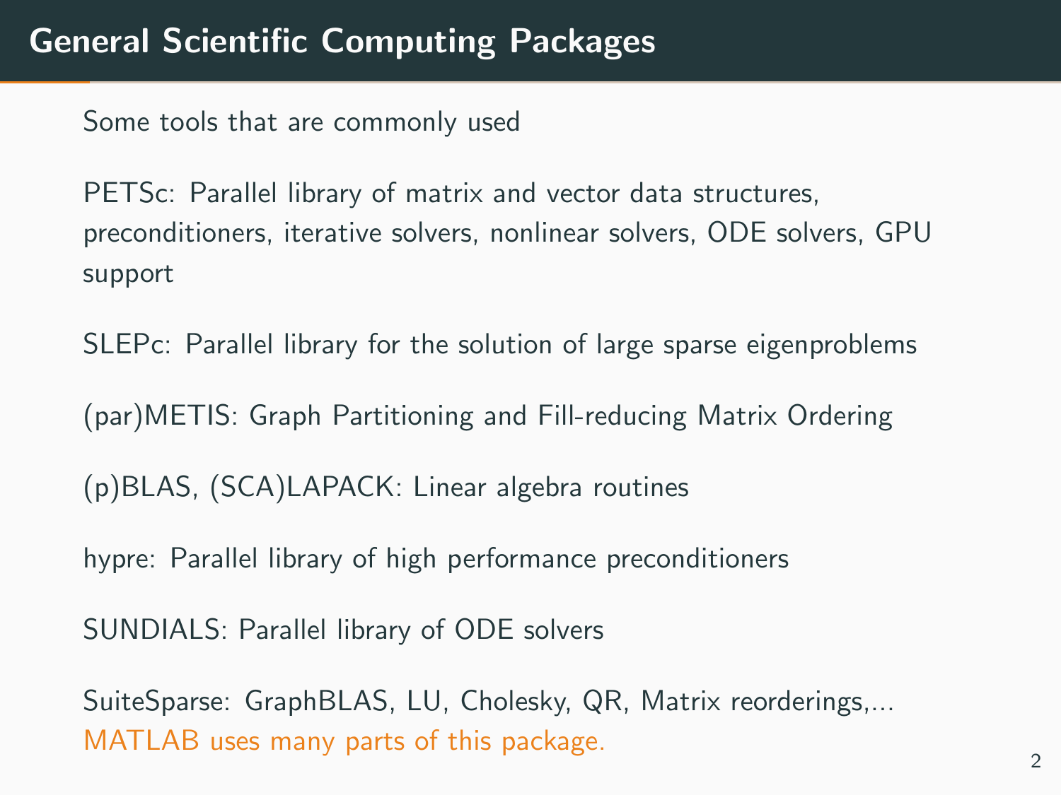# General Scientific Computing Packages

Some tools that are commonly used

PETSc: Parallel library of matrix and vector data structures, preconditioners, iterative solvers, nonlinear solvers, ODE solvers, GPU support

SLEPc: Parallel library for the solution of large sparse eigenproblems

(par)METIS: Graph Partitioning and Fill-reducing Matrix Ordering

(p)BLAS, (SCA)LAPACK: Linear algebra routines

hypre: Parallel library of high performance preconditioners

SUNDIALS: Parallel library of ODE solvers

SuiteSparse: GraphBLAS, LU, Cholesky, QR, Matrix reorderings,...
MATLAB uses many parts of this package.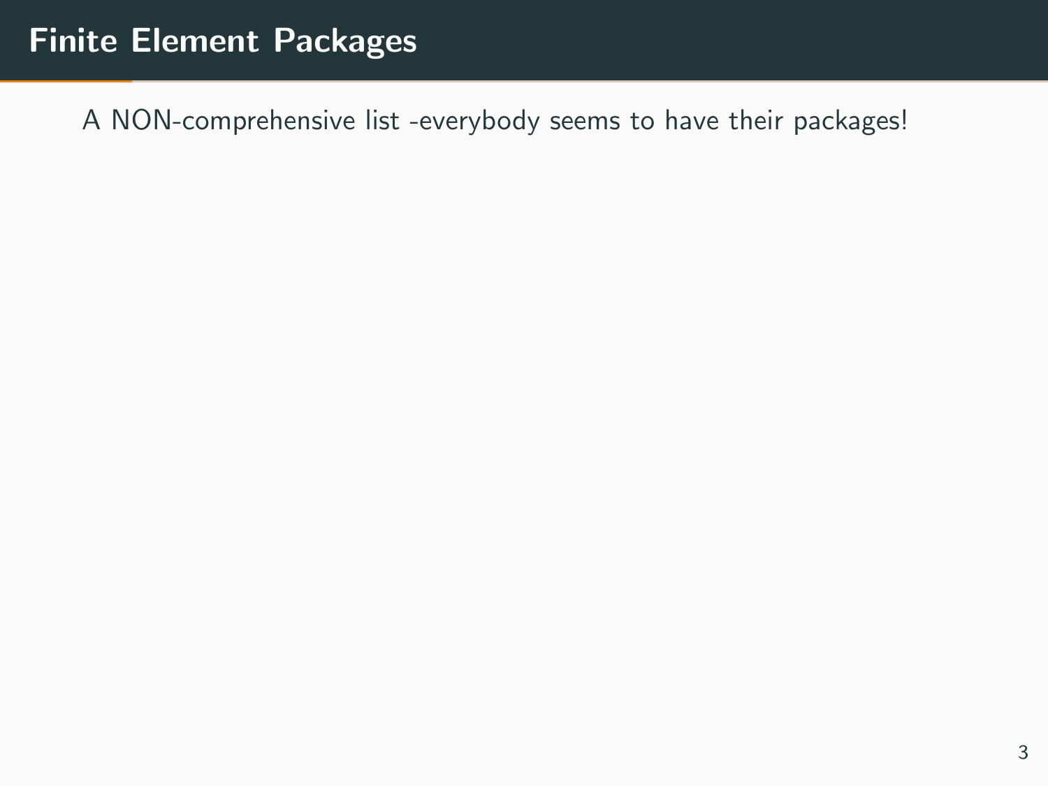# Finite Element Packages

A NON-comprehensive list -everybody seems to have their packages!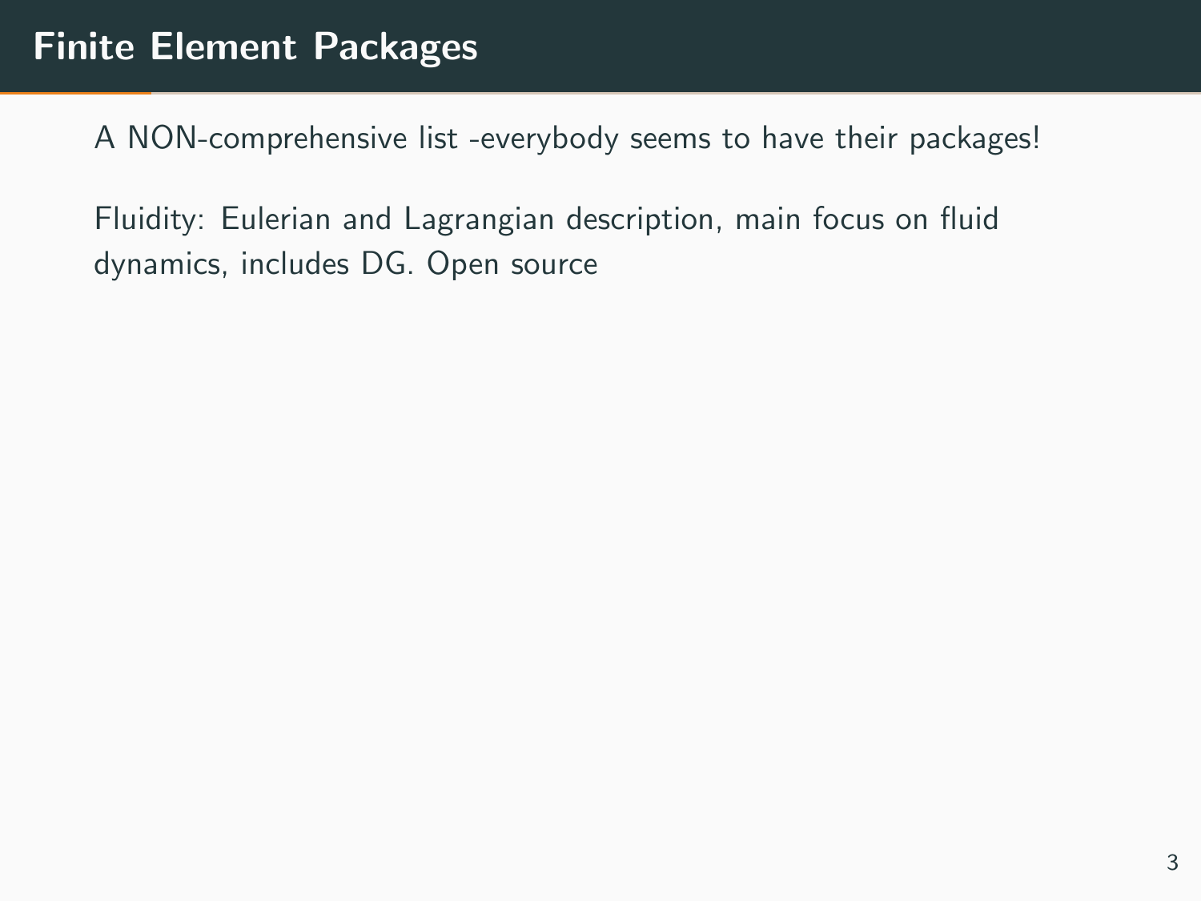# Finite Element Packages

A NON-comprehensive list -everybody seems to have their packages!

Fluidity: Eulerian and Lagrangian description, main focus on fluid dynamics, includes DG. Open source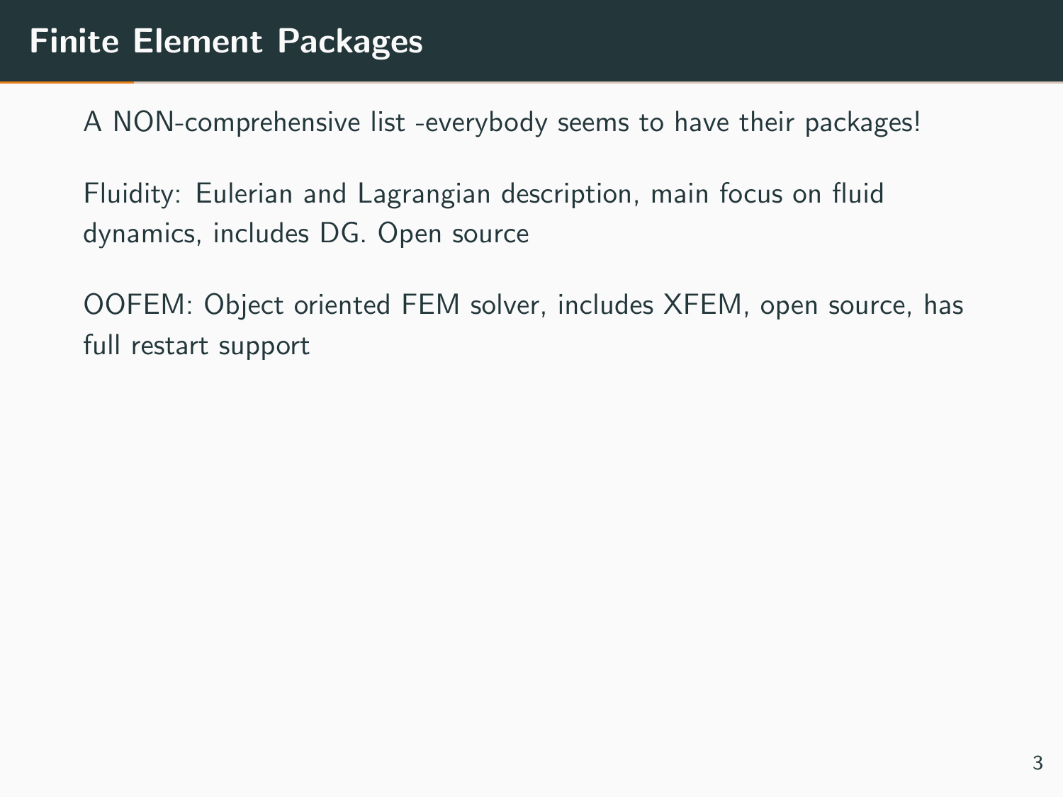# Finite Element Packages

A NON-comprehensive list -everybody seems to have their packages!

Fluidity: Eulerian and Lagrangian description, main focus on fluid dynamics, includes DG. Open source

OOFEM: Object oriented FEM solver, includes XFEM, open source, has full restart support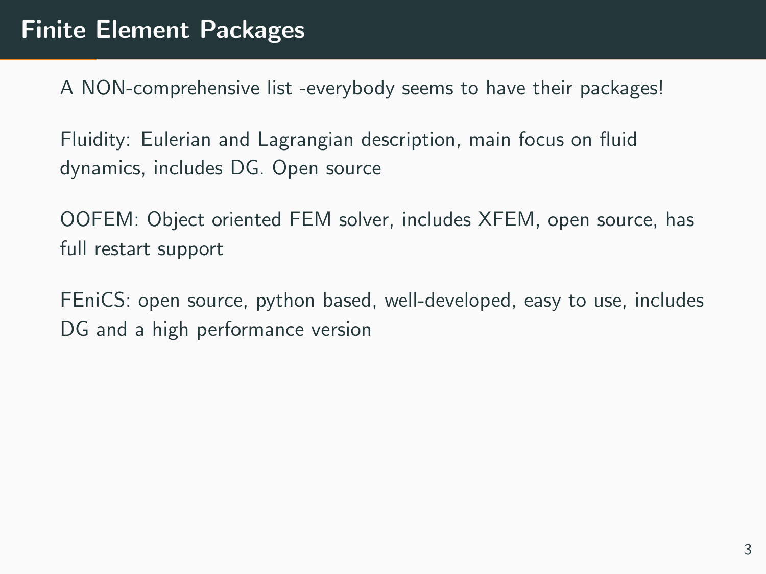# Finite Element Packages

A NON-comprehensive list -everybody seems to have their packages!

Fluidity: Eulerian and Lagrangian description, main focus on fluid dynamics, includes DG. Open source

OOFEM: Object oriented FEM solver, includes XFEM, open source, has full restart support

FEniCS: open source, python based, well-developed, easy to use, includes DG and a high performance version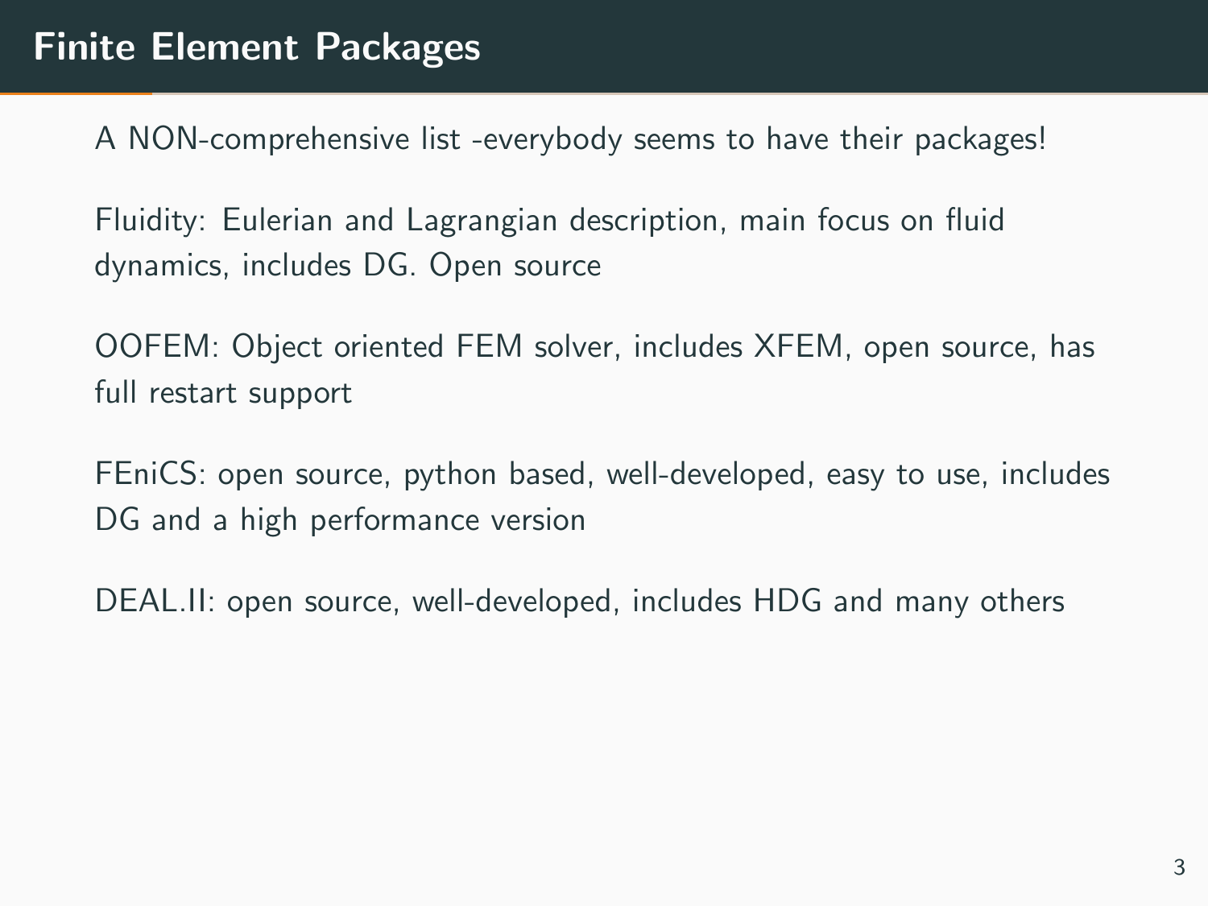# Finite Element Packages

A NON-comprehensive list -everybody seems to have their packages!

Fluidity: Eulerian and Lagrangian description, main focus on fluid dynamics, includes DG. Open source

OOFEM: Object oriented FEM solver, includes XFEM, open source, has full restart support

FEniCS: open source, python based, well-developed, easy to use, includes DG and a high performance version

DEAL.II: open source, well-developed, includes HDG and many others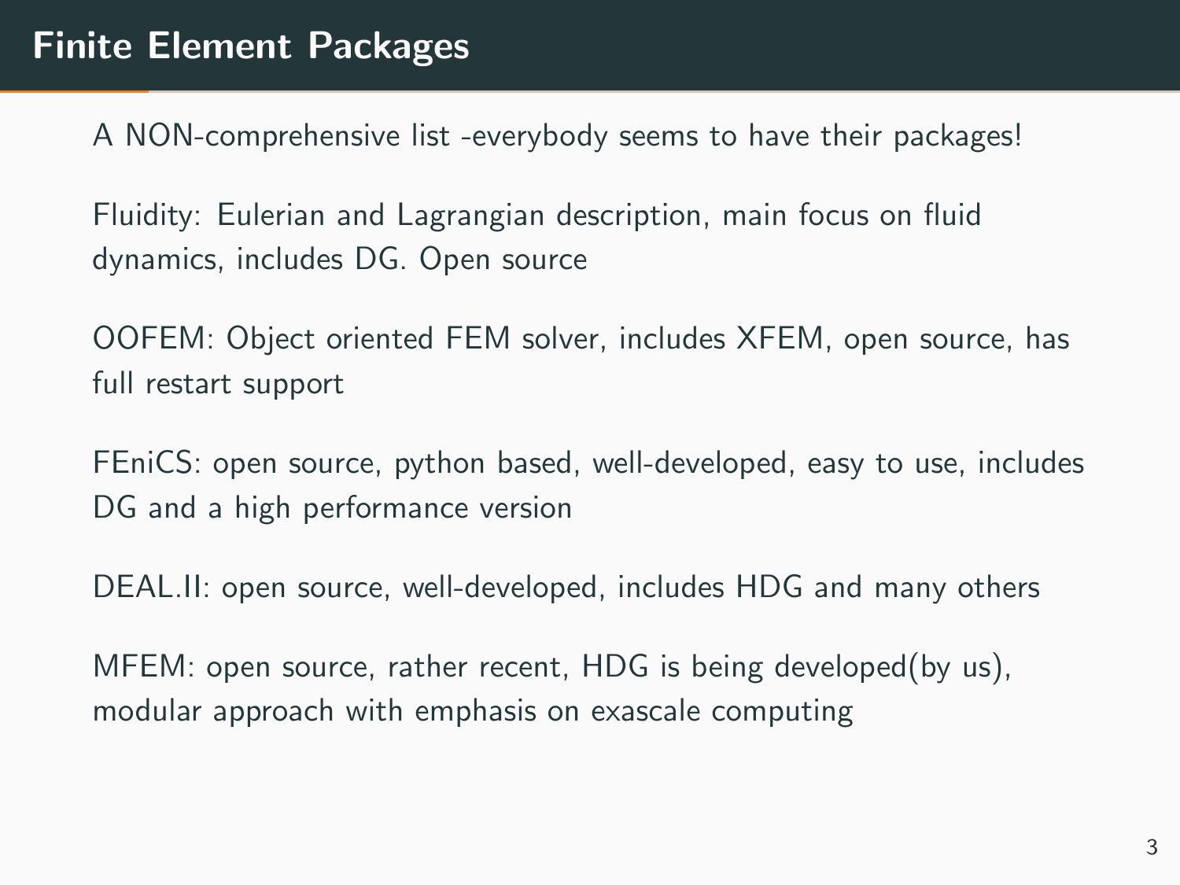# Finite Element Packages

A NON-comprehensive list -everybody seems to have their packages!

Fluidity: Eulerian and Lagrangian description, main focus on fluid dynamics, includes DG. Open source

OOFEM: Object oriented FEM solver, includes XFEM, open source, has full restart support

FEniCS: open source, python based, well-developed, easy to use, includes DG and a high performance version

DEAL.II: open source, well-developed, includes HDG and many others

MFEM: open source, rather recent, HDG is being developed(by us), modular approach with emphasis on exascale computing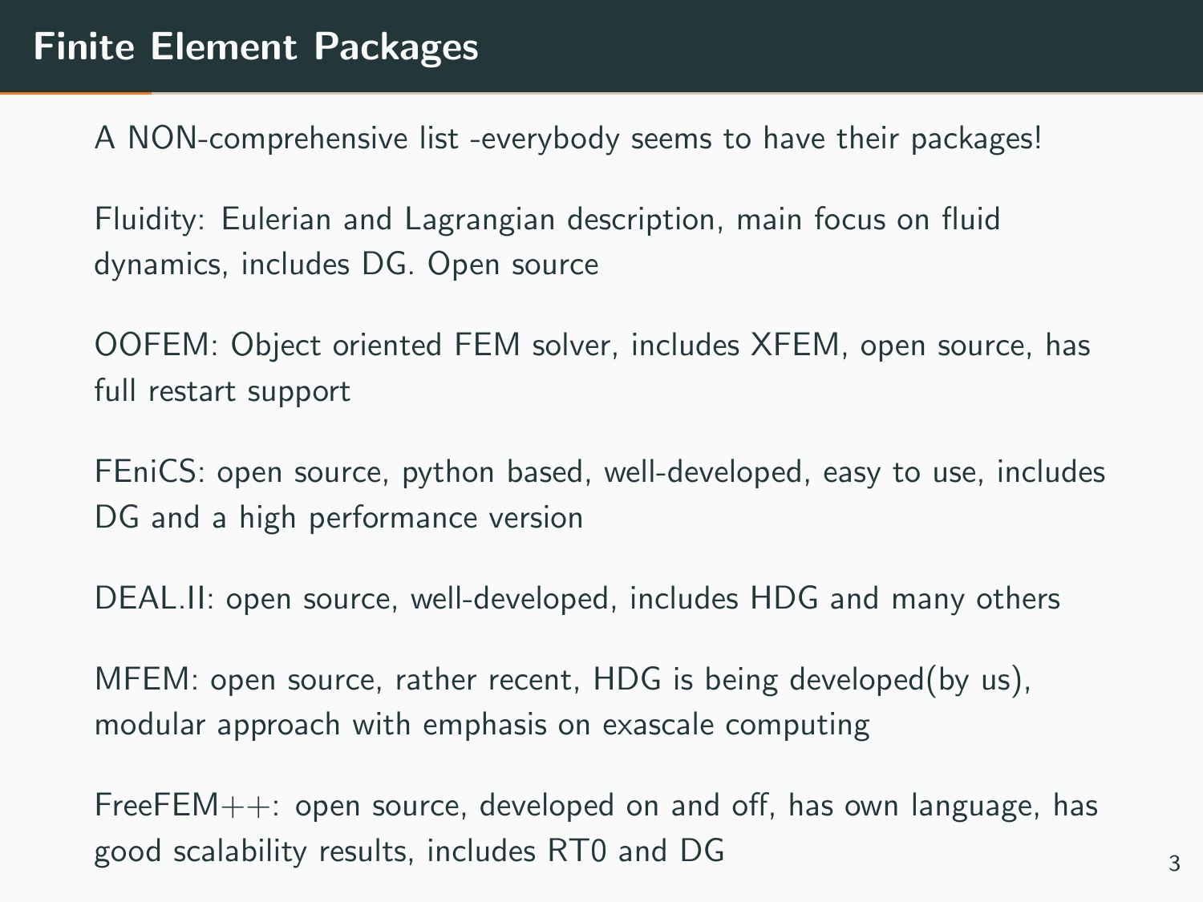# Finite Element Packages

A NON-comprehensive list -everybody seems to have their packages!

Fluidity: Eulerian and Lagrangian description, main focus on fluid dynamics, includes DG. Open source

OOFEM: Object oriented FEM solver, includes XFEM, open source, has full restart support

FEniCS: open source, python based, well-developed, easy to use, includes DG and a high performance version

DEAL.II: open source, well-developed, includes HDG and many others

MFEM: open source, rather recent, HDG is being developed(by us), modular approach with emphasis on exascale computing

FreeFEM++: open source, developed on and off, has own language, has good scalability results, includes RT0 and DG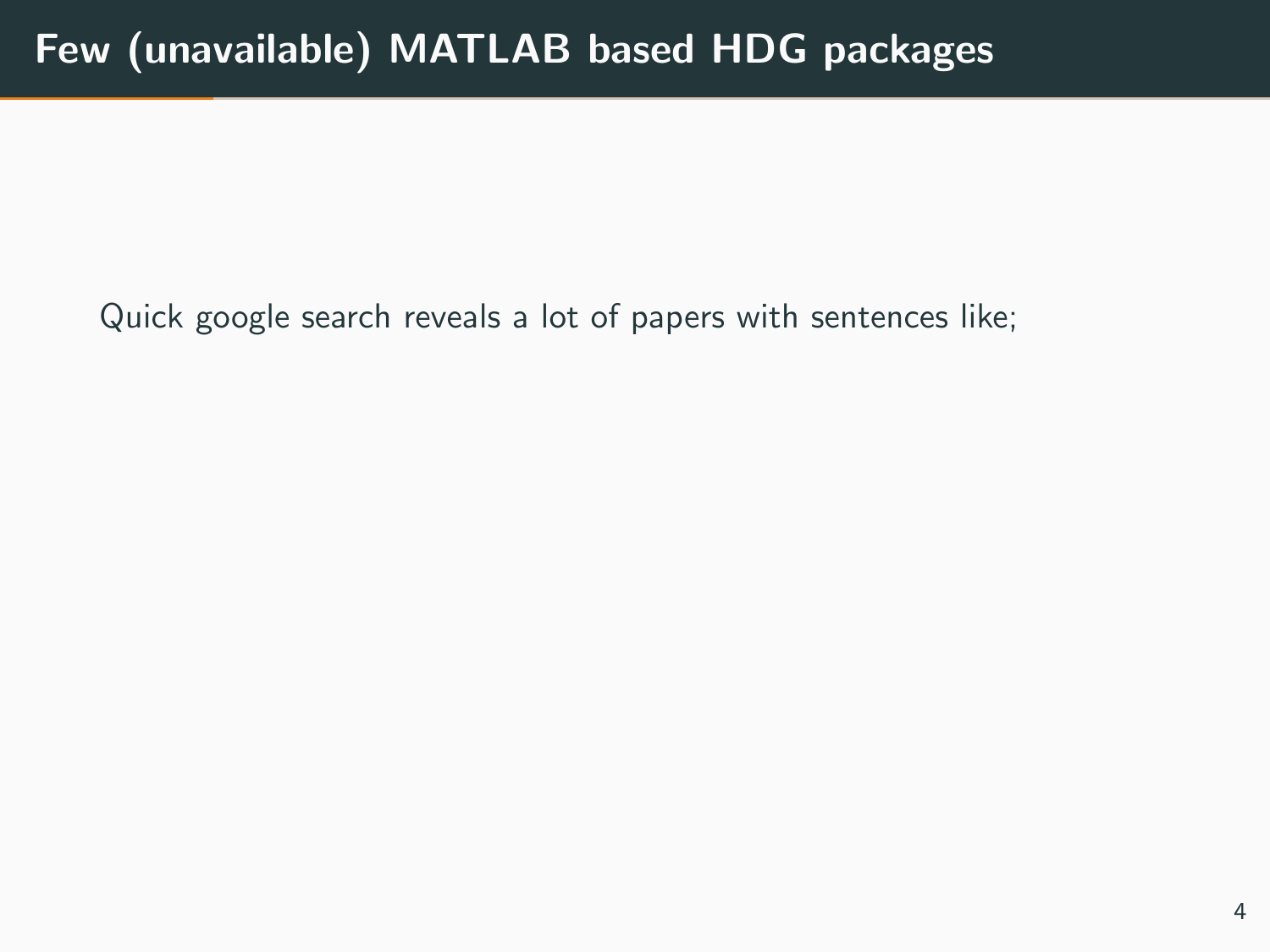# Few (unavailable) MATLAB based HDG packages

Quick google search reveals a lot of papers with sentences like;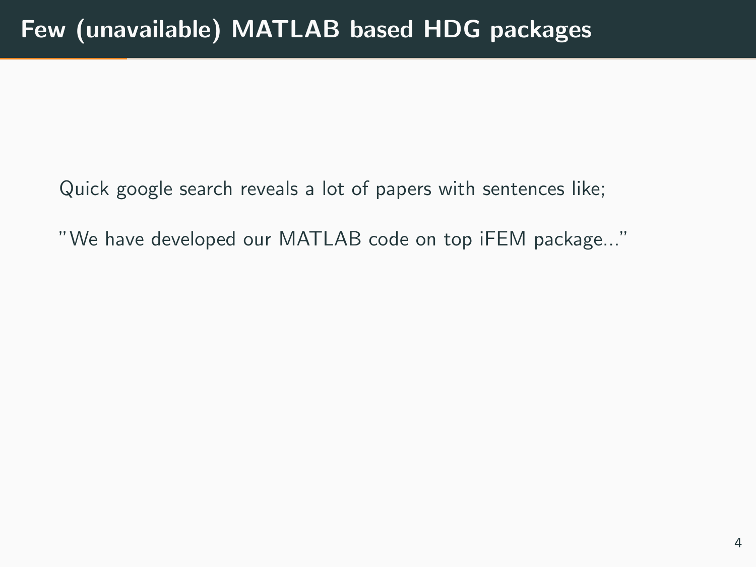# Few (unavailable) MATLAB based HDG packages

Quick google search reveals a lot of papers with sentences like;

"We have developed our MATLAB code on top iFEM package..."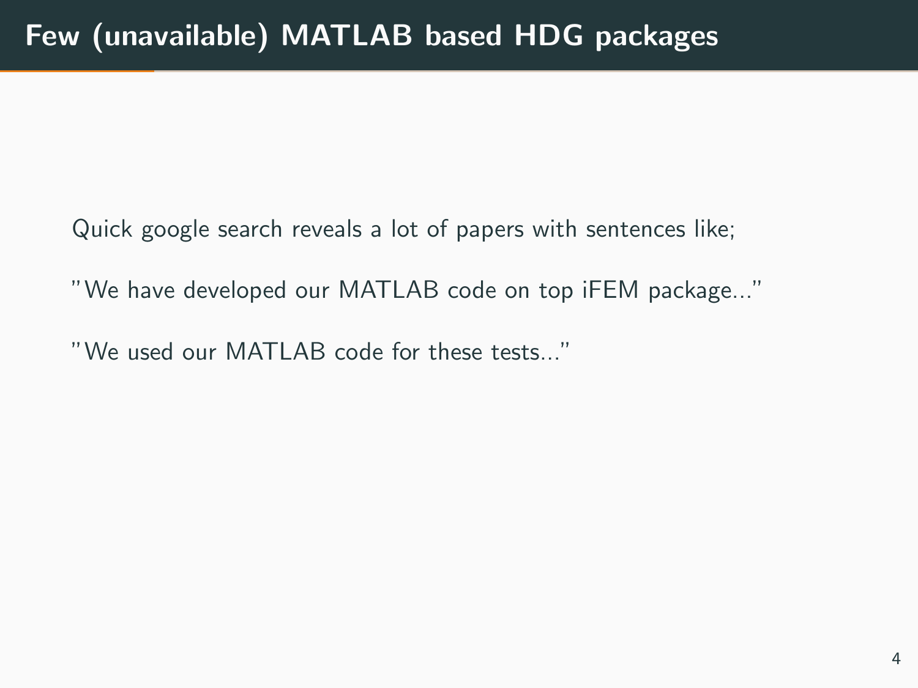# Few (unavailable) MATLAB based HDG packages

Quick google search reveals a lot of papers with sentences like;

"We have developed our MATLAB code on top iFEM package..."

"We used our MATLAB code for these tests..."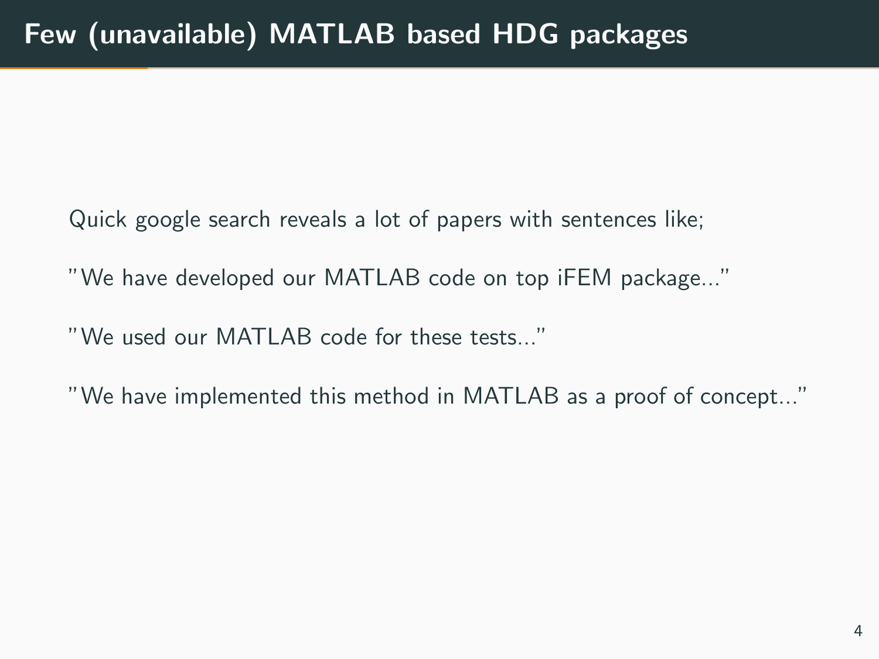# Few (unavailable) MATLAB based HDG packages

Quick google search reveals a lot of papers with sentences like;

"We have developed our MATLAB code on top iFEM package..."

"We used our MATLAB code for these tests..."

"We have implemented this method in MATLAB as a proof of concept..."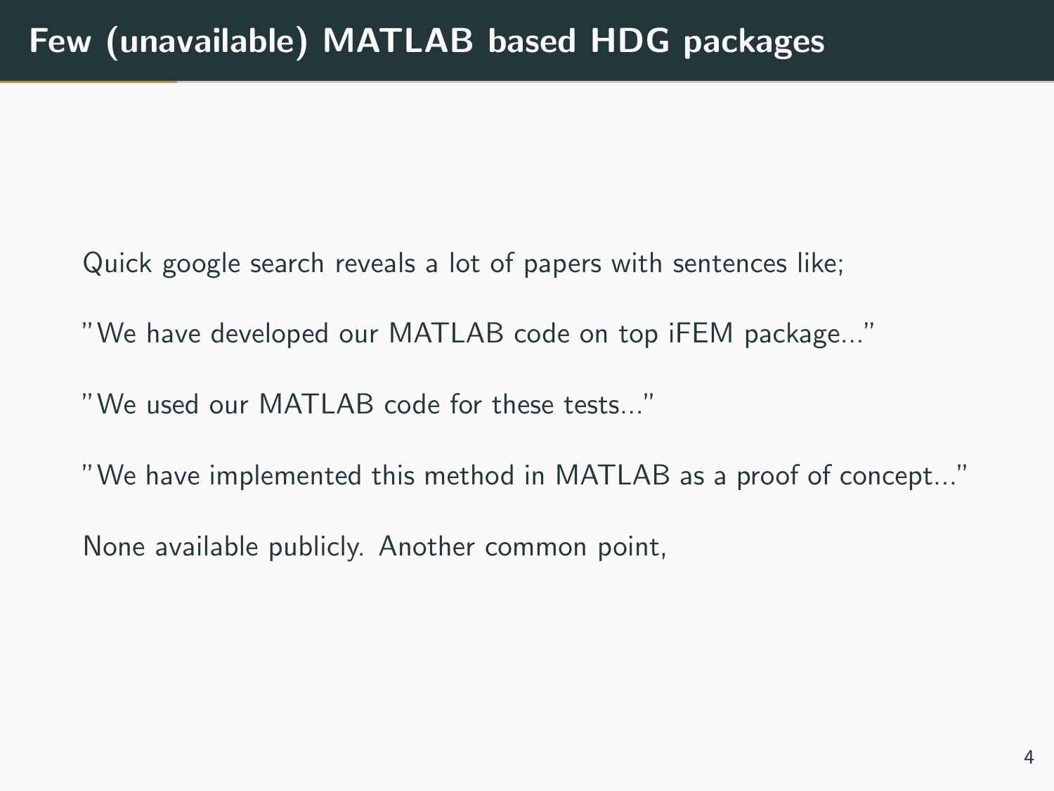# Few (unavailable) MATLAB based HDG packages

Quick google search reveals a lot of papers with sentences like;

"We have developed our MATLAB code on top iFEM package..."

"We used our MATLAB code for these tests..."

"We have implemented this method in MATLAB as a proof of concept..."

None available publicly. Another common point,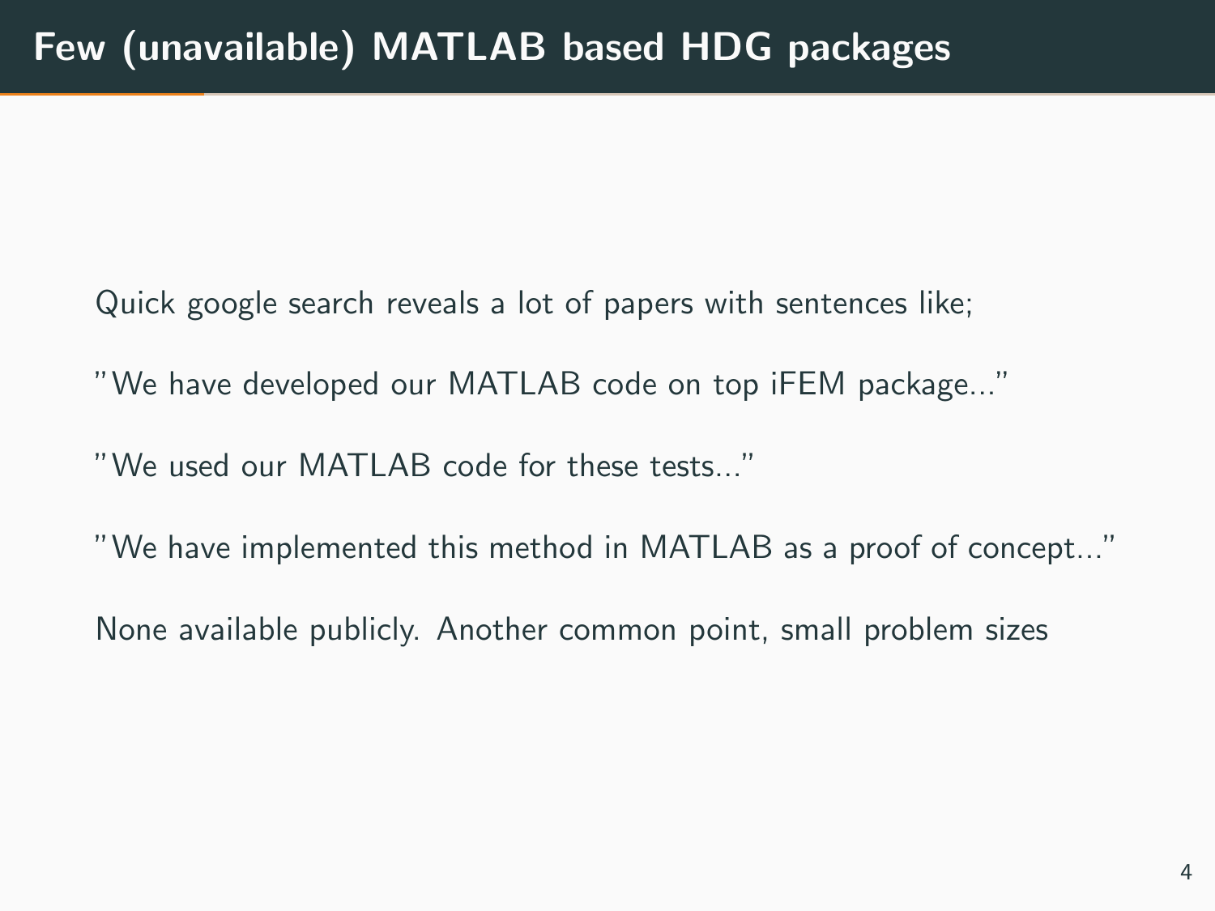# Few (unavailable) MATLAB based HDG packages

Quick google search reveals a lot of papers with sentences like;

"We have developed our MATLAB code on top iFEM package..."

"We used our MATLAB code for these tests..."

"We have implemented this method in MATLAB as a proof of concept..."

None available publicly. Another common point, small problem sizes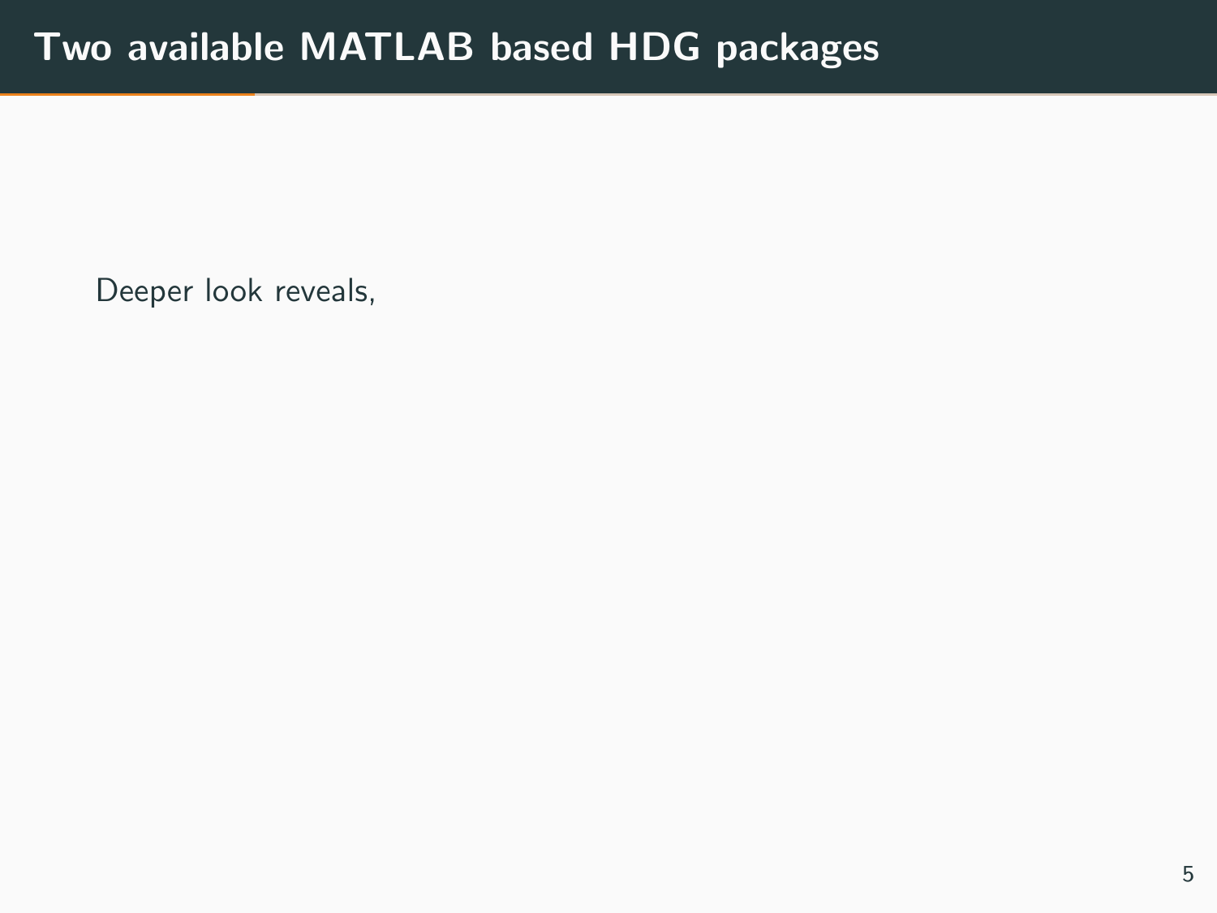# Two available MATLAB based HDG packages

Deeper look reveals,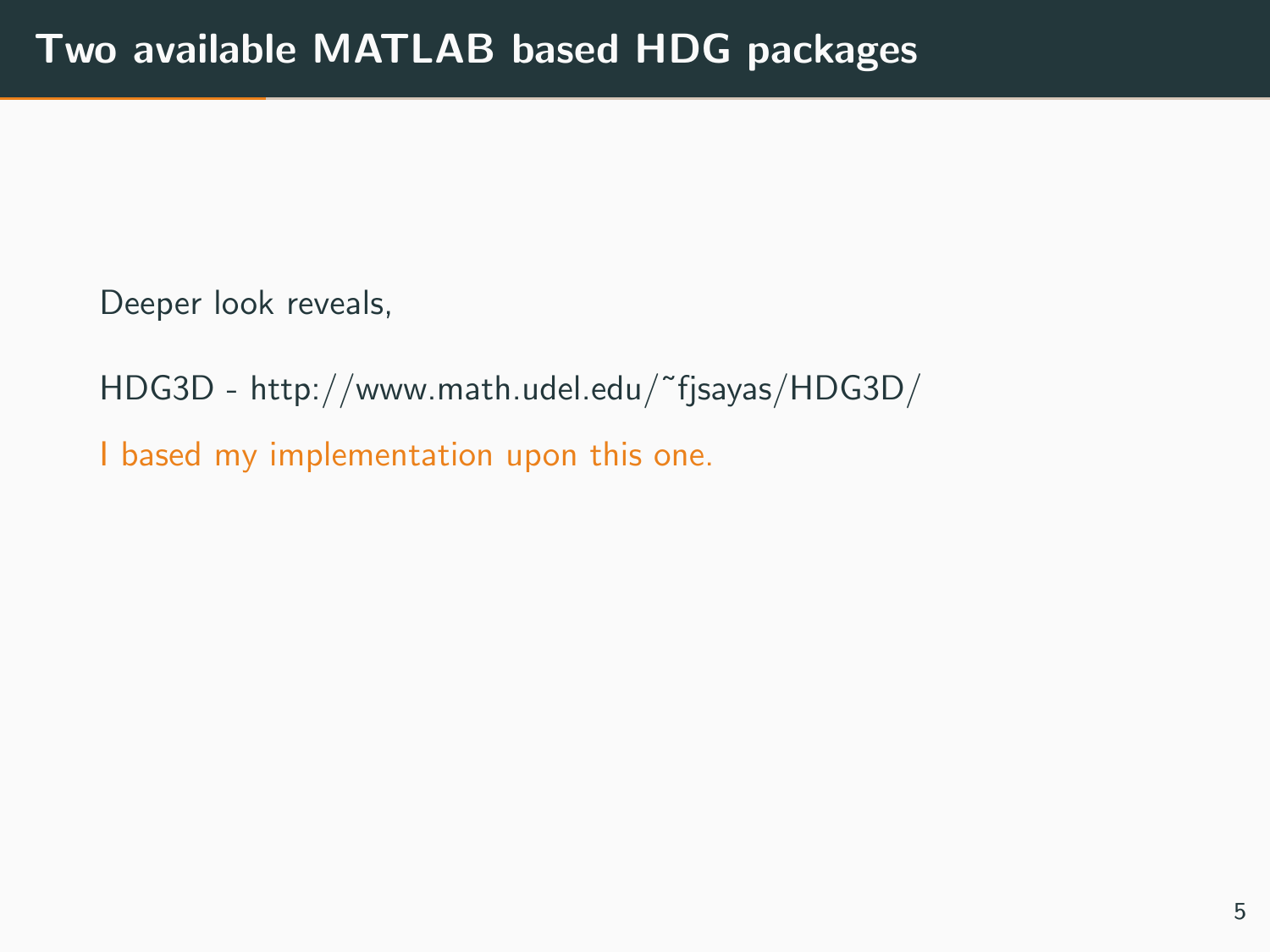# Two available MATLAB based HDG packages

Deeper look reveals,

HDG3D - http://www.math.udel.edu/~fjsayas/HDG3D/

I based my implementation upon this one.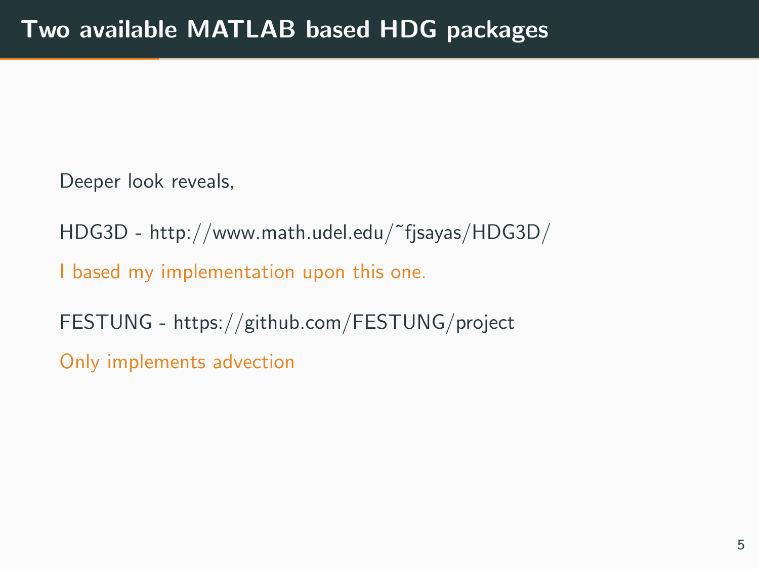# Two available MATLAB based HDG packages

Deeper look reveals,

HDG3D - http://www.math.udel.edu/~fjsayas/HDG3D/

I based my implementation upon this one.

FESTUNG - https://github.com/FESTUNG/project

Only implements advection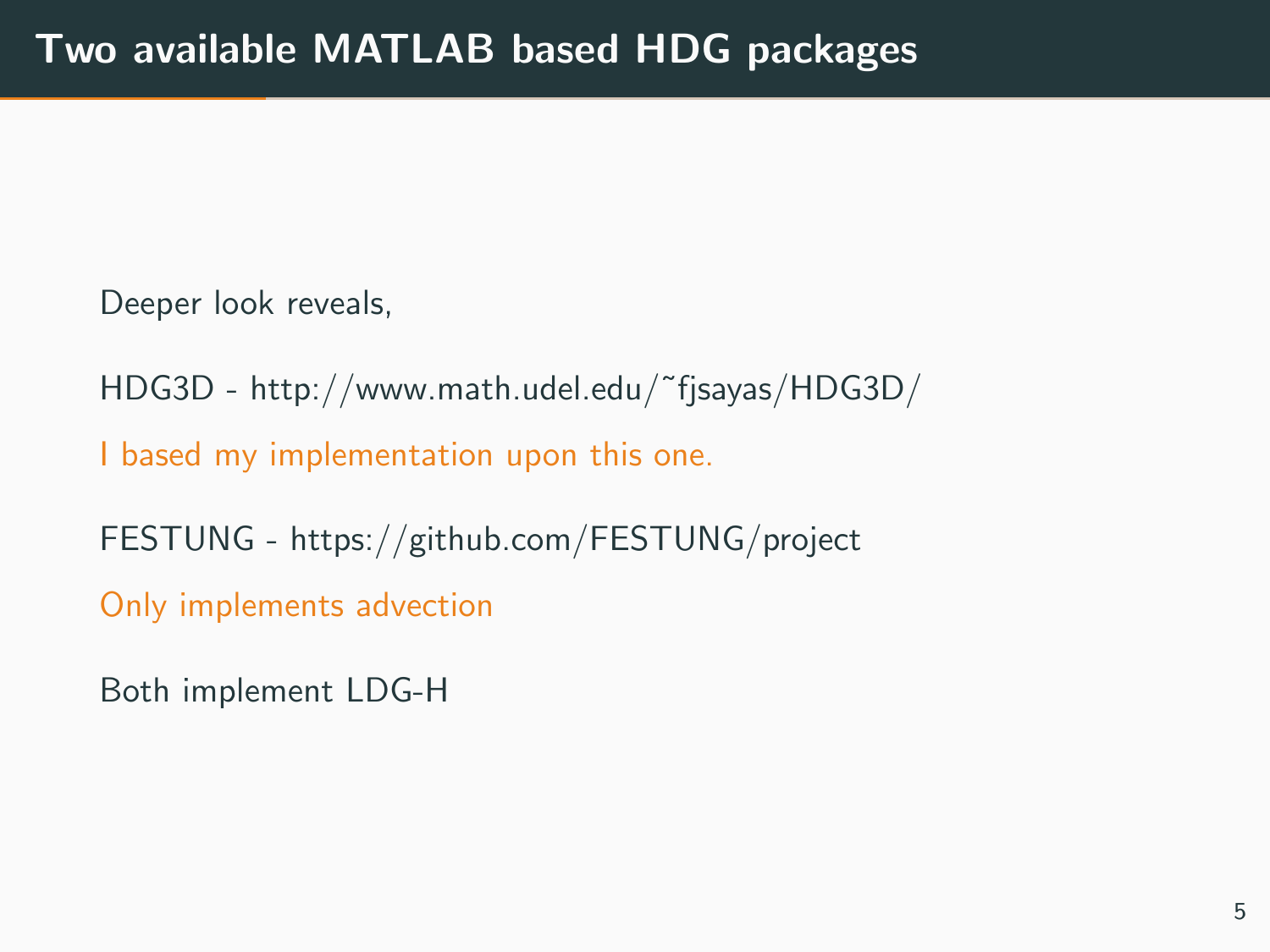# Two available MATLAB based HDG packages

Deeper look reveals,

HDG3D - http://www.math.udel.edu/~fjsayas/HDG3D/

I based my implementation upon this one.

FESTUNG - https://github.com/FESTUNG/project

Only implements advection

Both implement LDG-H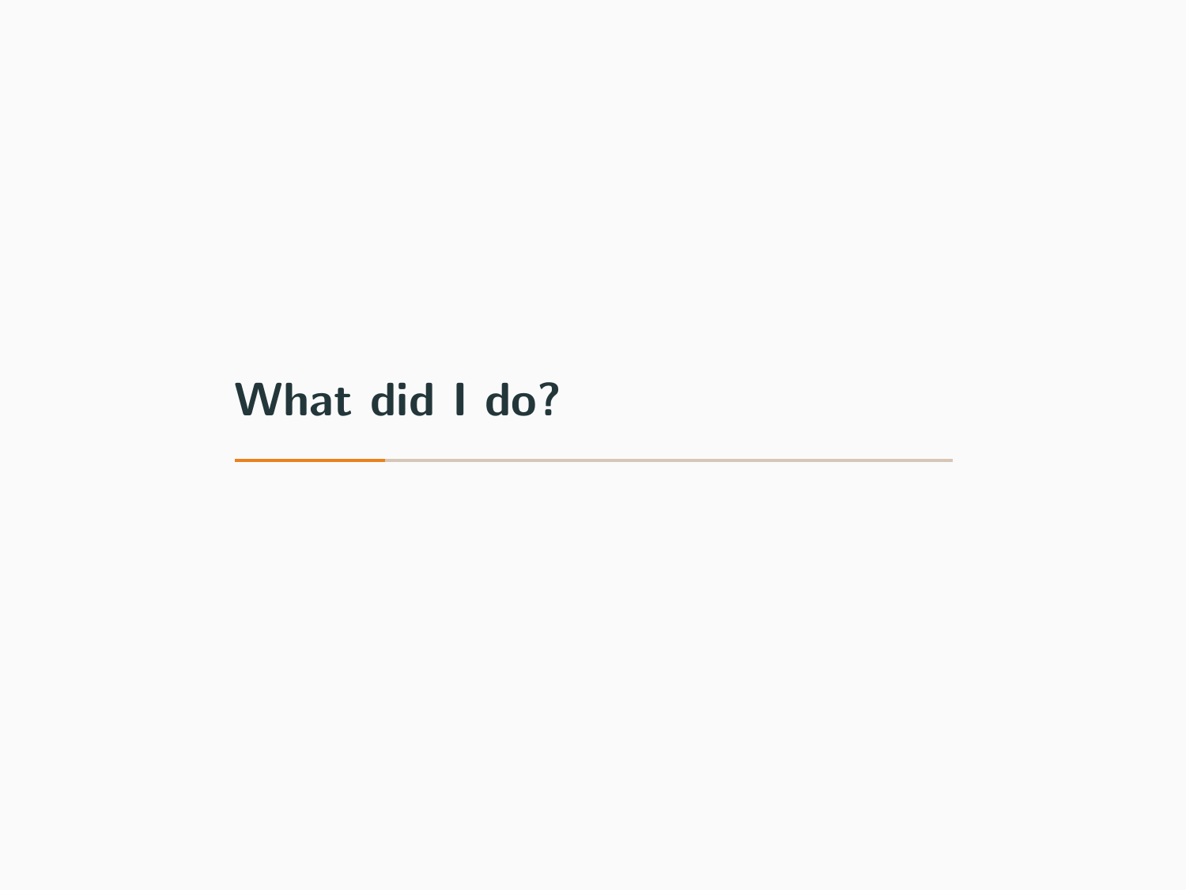# What did I do?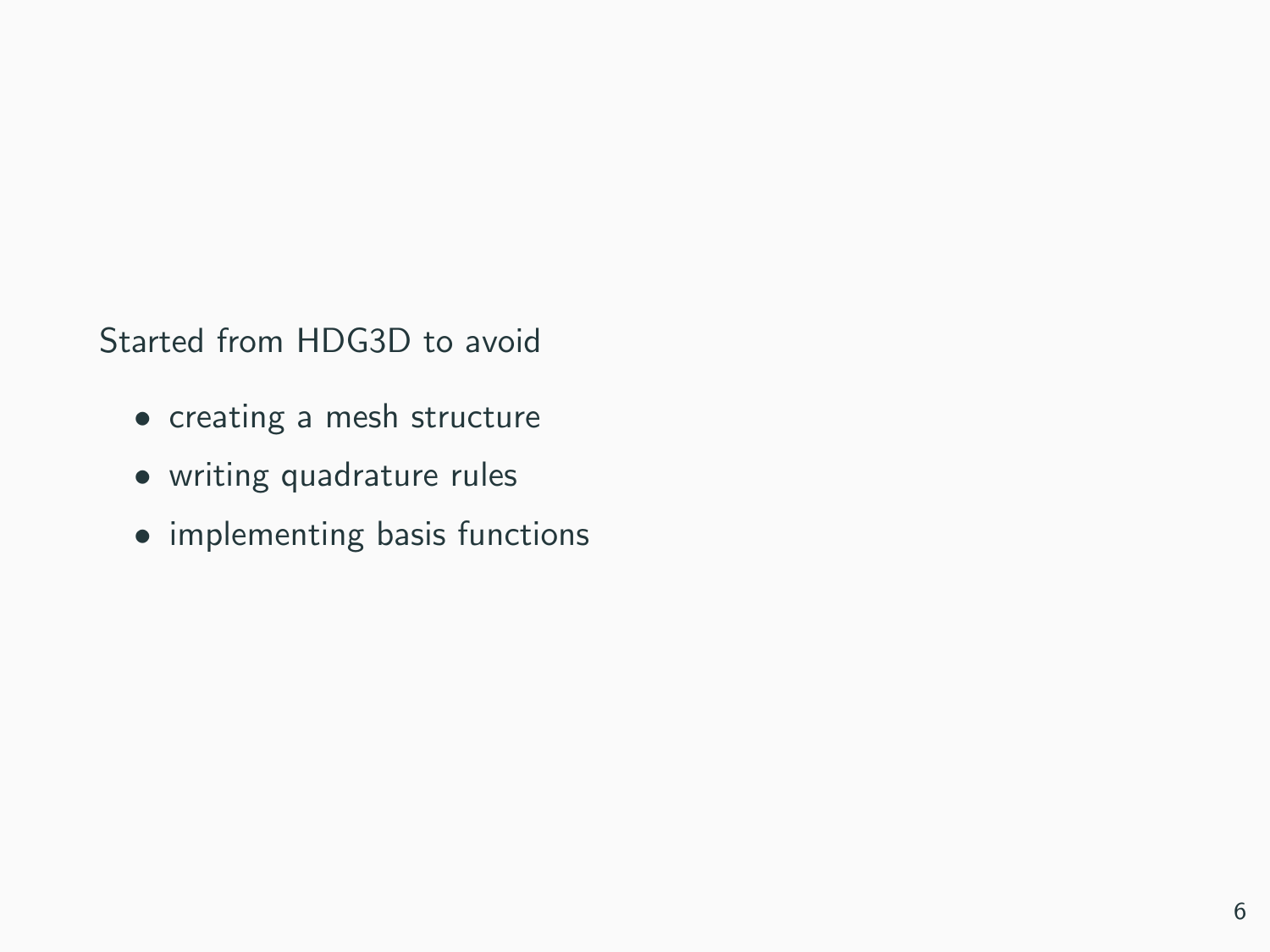Started from HDG3D to avoid

- creating a mesh structure
- writing quadrature rules
- implementing basis functions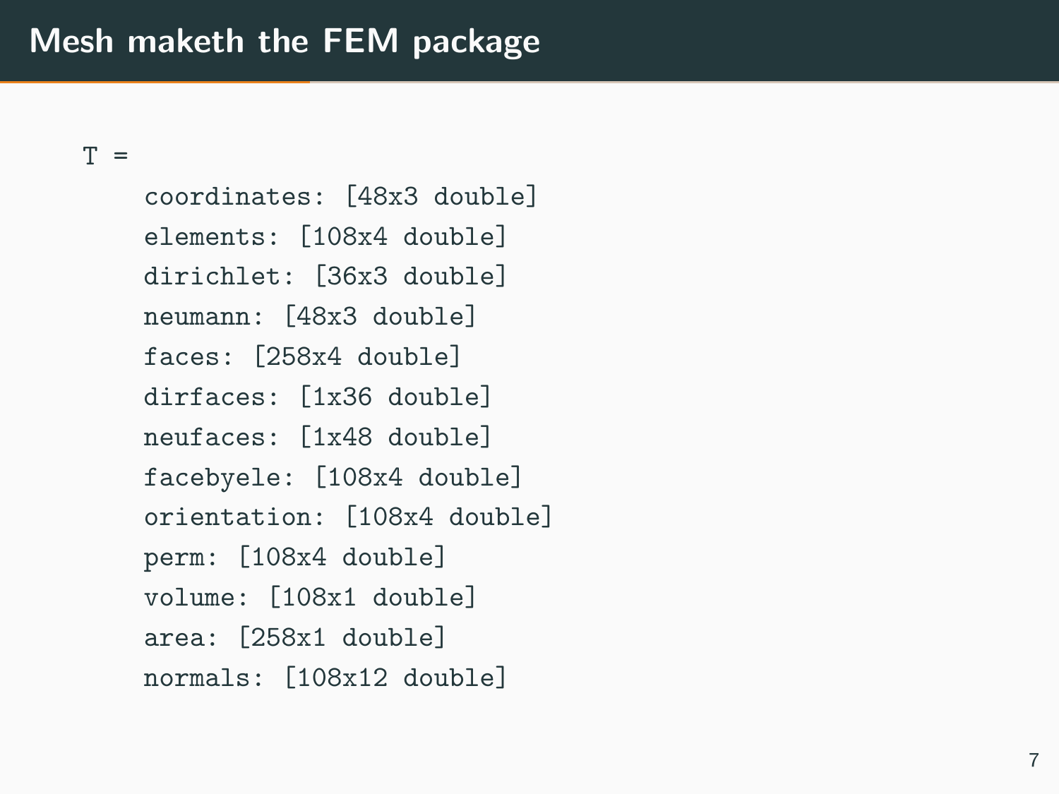# Mesh maketh the FEM package

```
T =
    coordinates: [48x3 double]
    elements: [108x4 double]
    dirichlet: [36x3 double]
    neumann: [48x3 double]
    faces: [258x4 double]
    dirfaces: [1x36 double]
    neufaces: [1x48 double]
    facebyele: [108x4 double]
    orientation: [108x4 double]
    perm: [108x4 double]
    volume: [108x1 double]
    area: [258x1 double]
    normals: [108x12 double]
```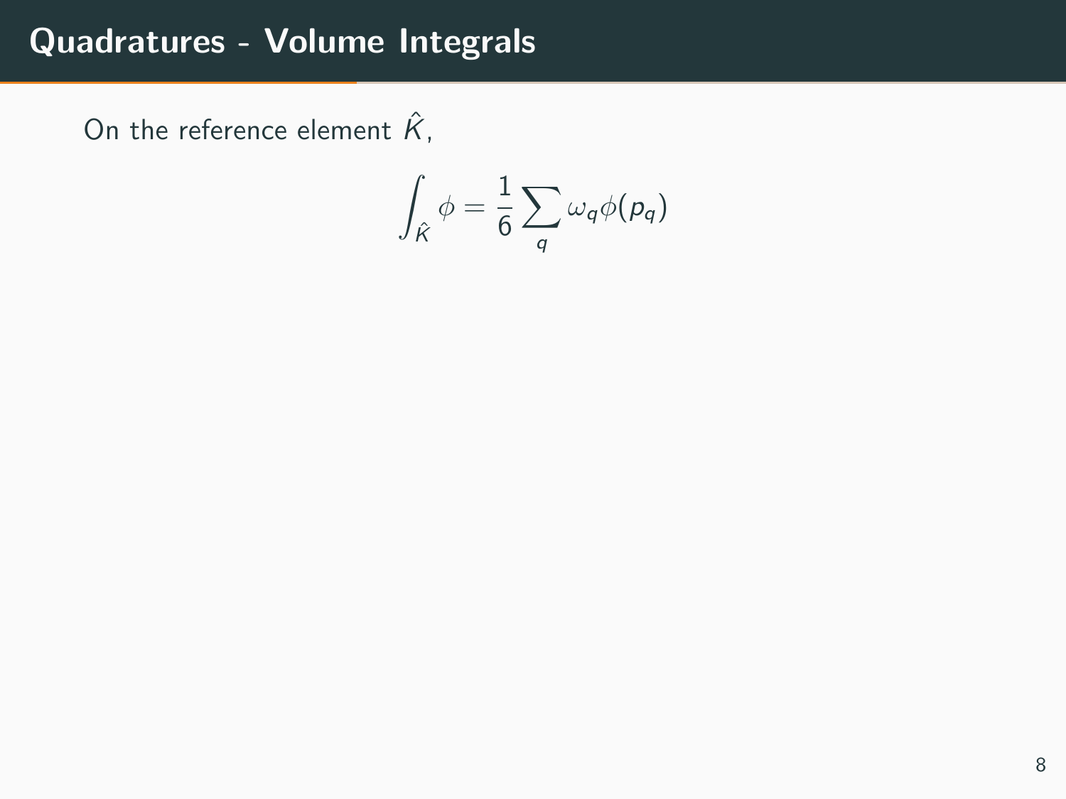# Quadratures - Volume Integrals

On the reference element $\hat{K}$,

$$\int_{\hat{K}} \phi = \frac{1}{6} \sum_{q} \omega_q \phi(p_q)$$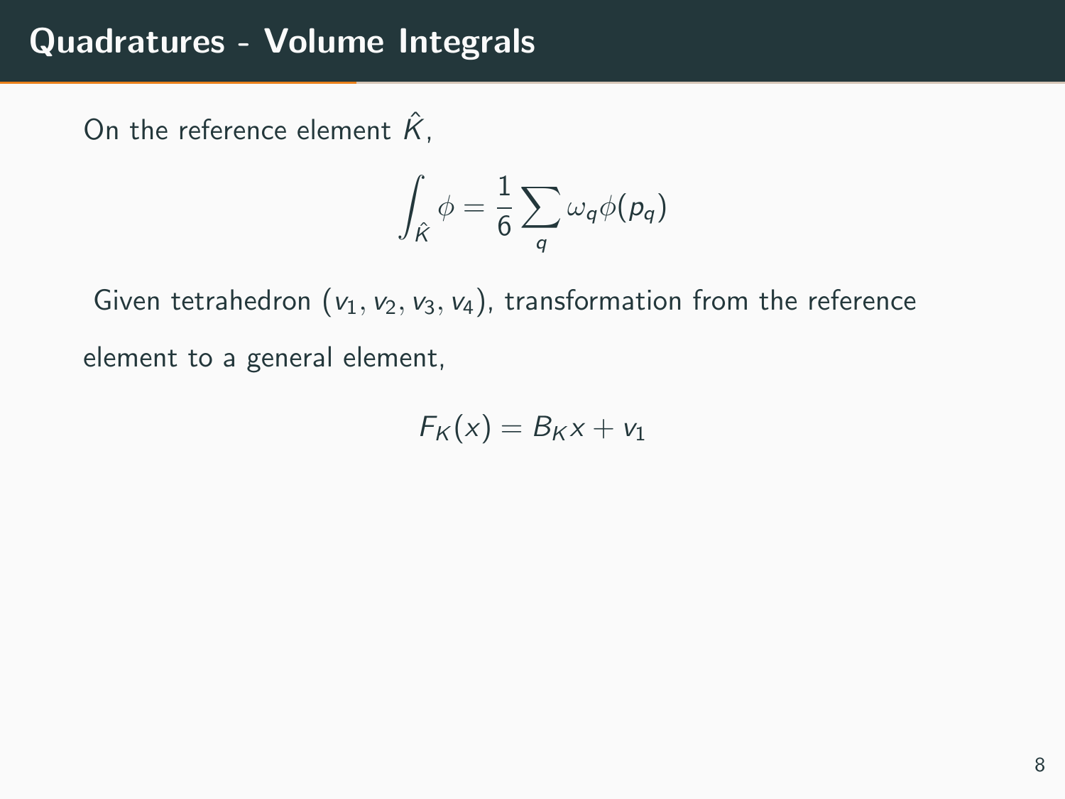# Quadratures - Volume Integrals

On the reference element $\hat{K}$,

$$\int_{\hat{K}} \phi = \frac{1}{6} \sum_{q} \omega_q \phi(p_q)$$

Given tetrahedron $(v_1, v_2, v_3, v_4)$, transformation from the reference element to a general element,

$$F_K(x) = B_K x + v_1$$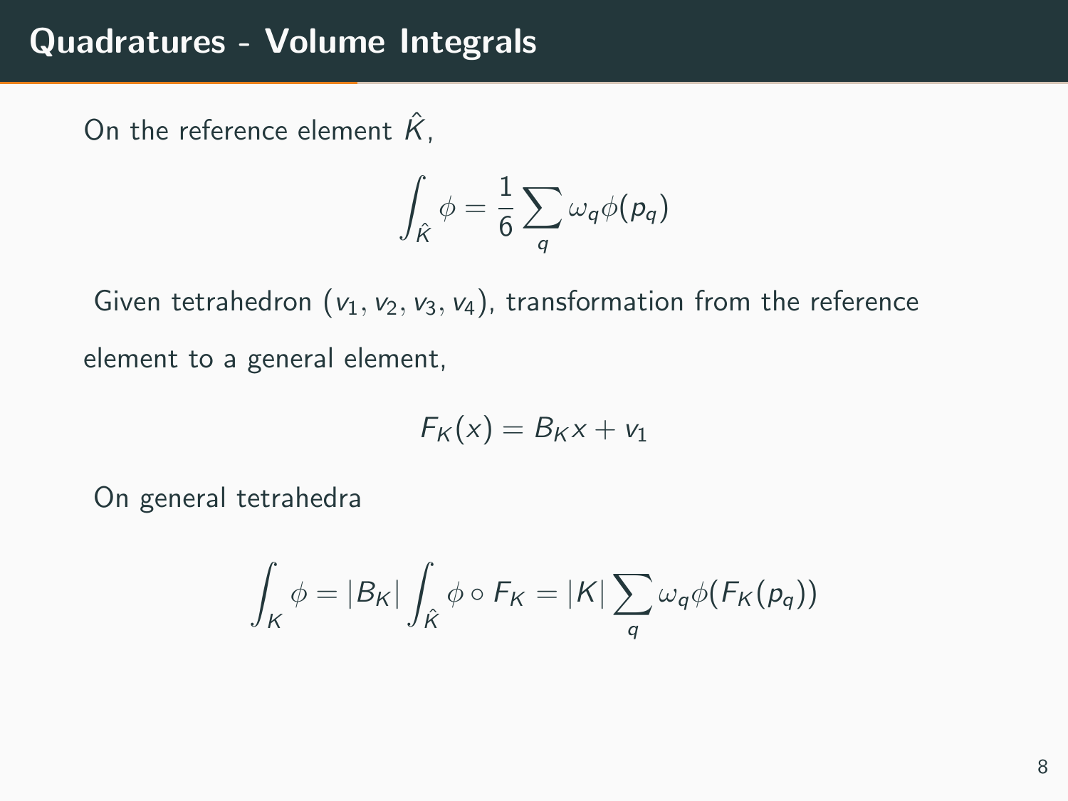# Quadratures - Volume Integrals

On the reference element $\hat{K}$,

$$\int_{\hat{K}} \phi = \frac{1}{6} \sum_{q} \omega_q \phi(p_q)$$

Given tetrahedron $(v_1, v_2, v_3, v_4)$, transformation from the reference element to a general element,

$$F_K(x) = B_K x + v_1$$

On general tetrahedra

$$\int_K \phi = |B_K| \int_{\hat{K}} \phi \circ F_K = |K| \sum_{q} \omega_q \phi(F_K(p_q))$$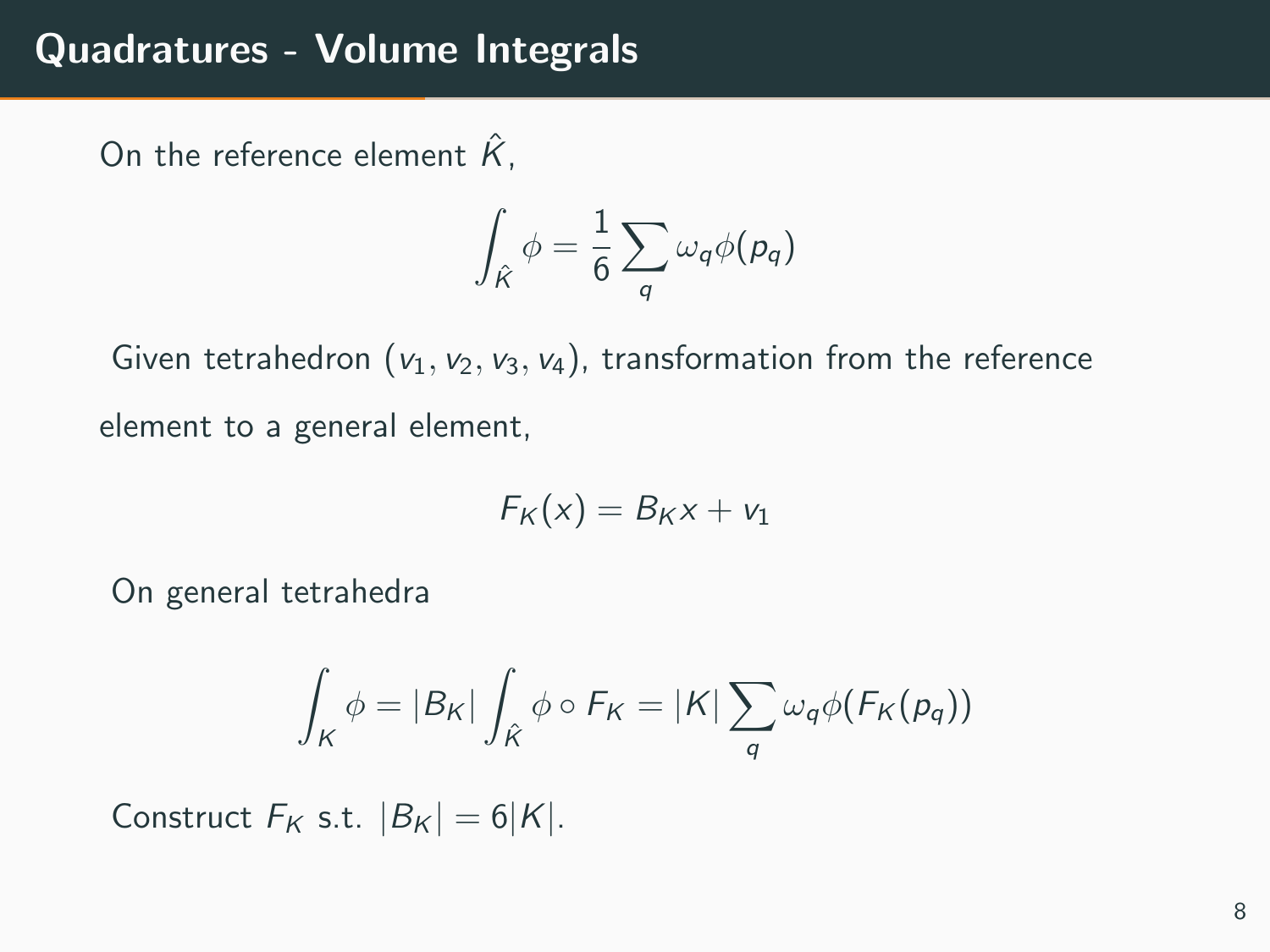# Quadratures - Volume Integrals

On the reference element $\hat{K}$,

$$\int_{\hat{K}} \phi = \frac{1}{6} \sum_{q} \omega_q \phi(p_q)$$

Given tetrahedron $(v_1, v_2, v_3, v_4)$, transformation from the reference element to a general element,

$$F_K(x) = B_K x + v_1$$

On general tetrahedra

$$\int_{K} \phi = |B_K| \int_{\hat{K}} \phi \circ F_K = |K| \sum_{q} \omega_q \phi(F_K(p_q))$$

Construct $F_K$ s.t. $|B_K| = 6|K|$.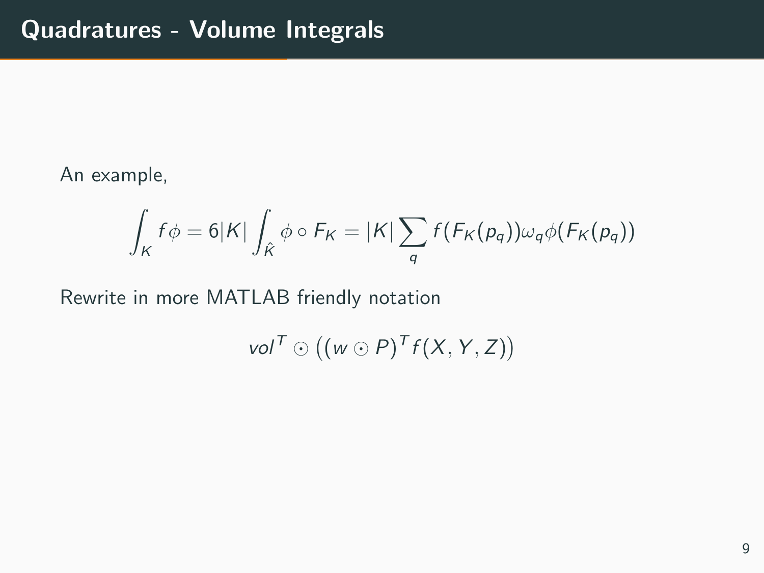# Quadratures - Volume Integrals

An example,

$$\int_K f\phi = 6|K| \int_{\hat{K}} \phi \circ F_K = |K| \sum_q f(F_K(p_q))\omega_q \phi(F_K(p_q))$$

Rewrite in more MATLAB friendly notation

$$vol^T \odot \left((w \odot P)^T f(X, Y, Z)\right)$$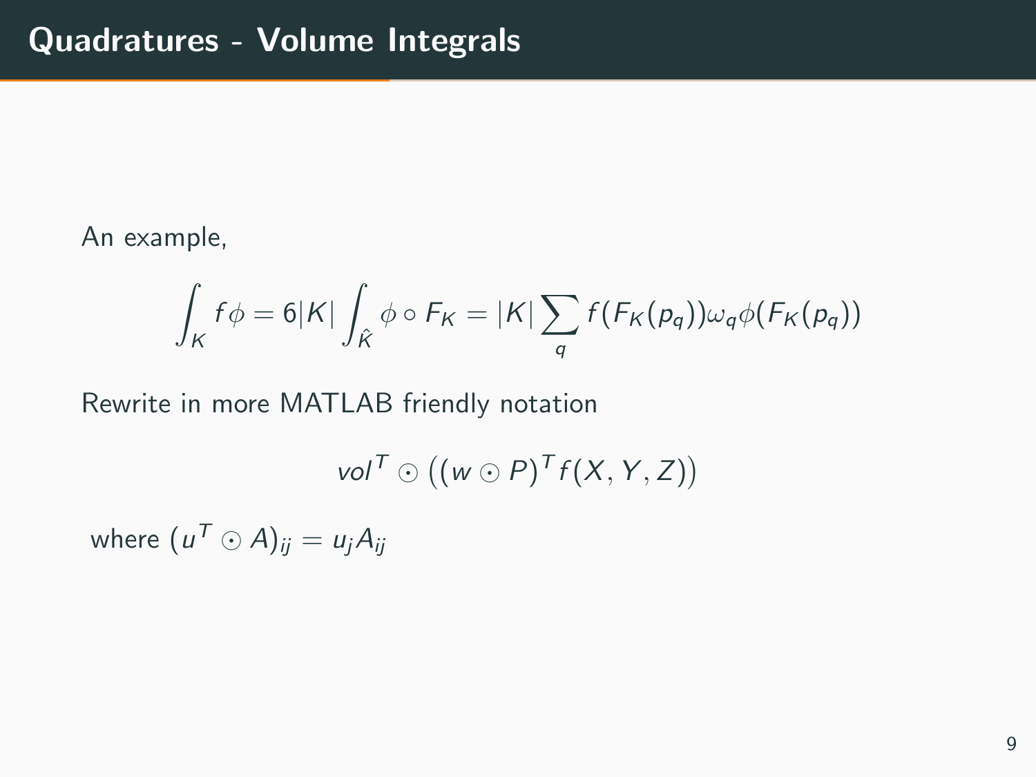## Quadratures - Volume Integrals

An example,

$$\int_K f\phi = 6|K| \int_{\hat{K}} \phi \circ F_K = |K| \sum_q f(F_K(p_q))\omega_q \phi(F_K(p_q))$$

Rewrite in more MATLAB friendly notation

$$vol^T \odot \left((w \odot P)^T f(X, Y, Z)\right)$$

where $(u^T \odot A)_{ij} = u_j A_{ij}$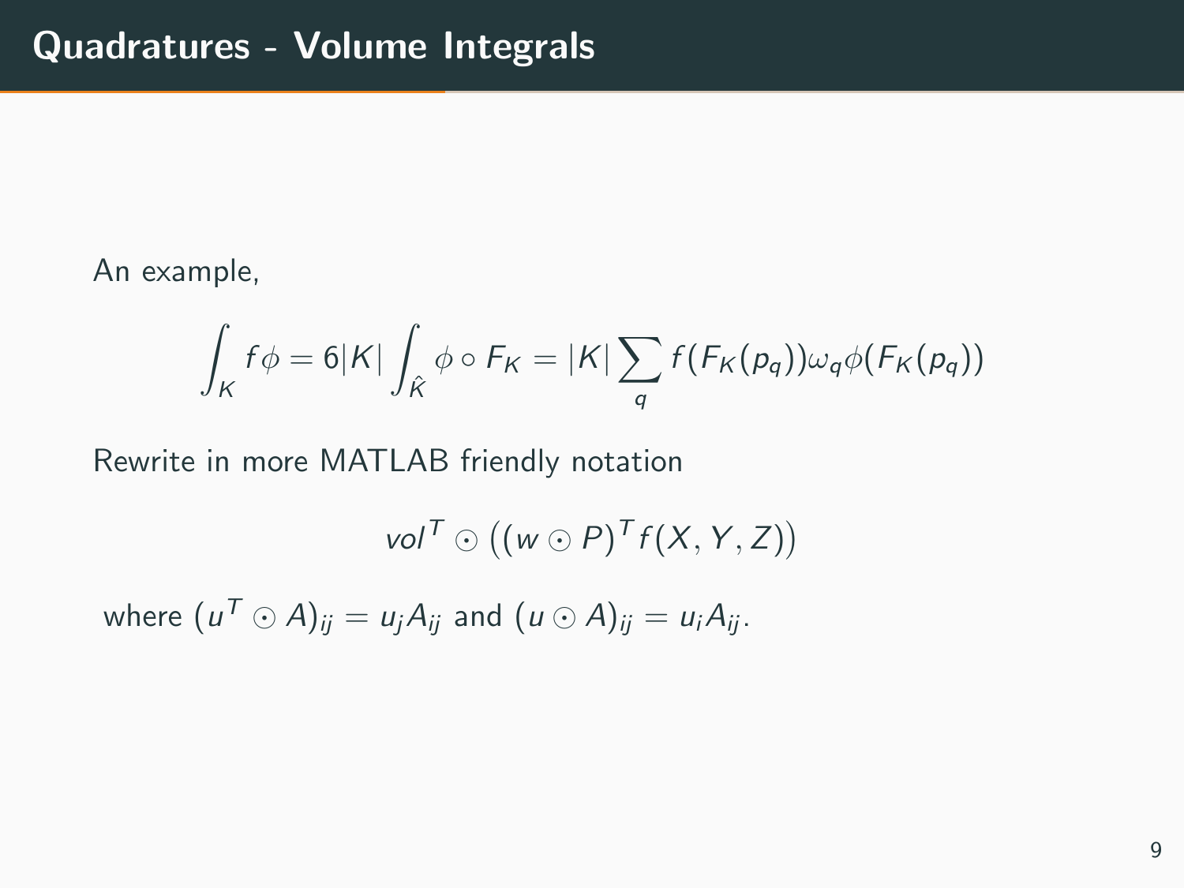# Quadratures - Volume Integrals

An example,

$$\int_K f\phi = 6|K| \int_{\hat{K}} \phi \circ F_K = |K| \sum_q f(F_K(p_q))\omega_q \phi(F_K(p_q))$$

Rewrite in more MATLAB friendly notation

$$vol^T \odot \left((w \odot P)^T f(X, Y, Z)\right)$$

where $(u^T \odot A)_{ij} = u_j A_{ij}$ and $(u \odot A)_{ij} = u_i A_{ij}$.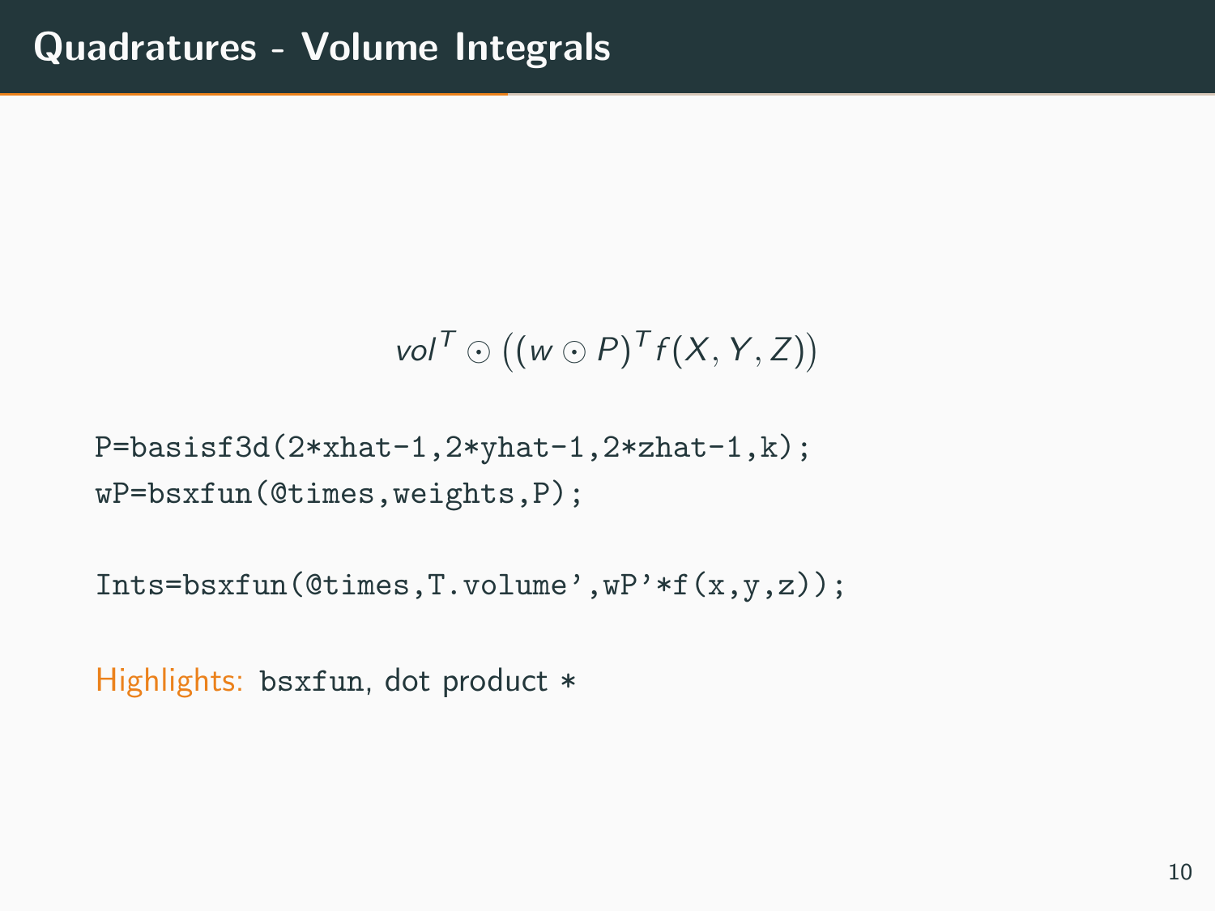# Quadratures - Volume Integrals

$$vol^T \odot \left((w \odot P)^T f(X, Y, Z)\right)$$

```
P=basisf3d(2*xhat-1,2*yhat-1,2*zhat-1,k);
wP=bsxfun(@times,weights,P);

Ints=bsxfun(@times,T.volume',wP'*f(x,y,z));
```

Highlights: `bsxfun`, dot product `*`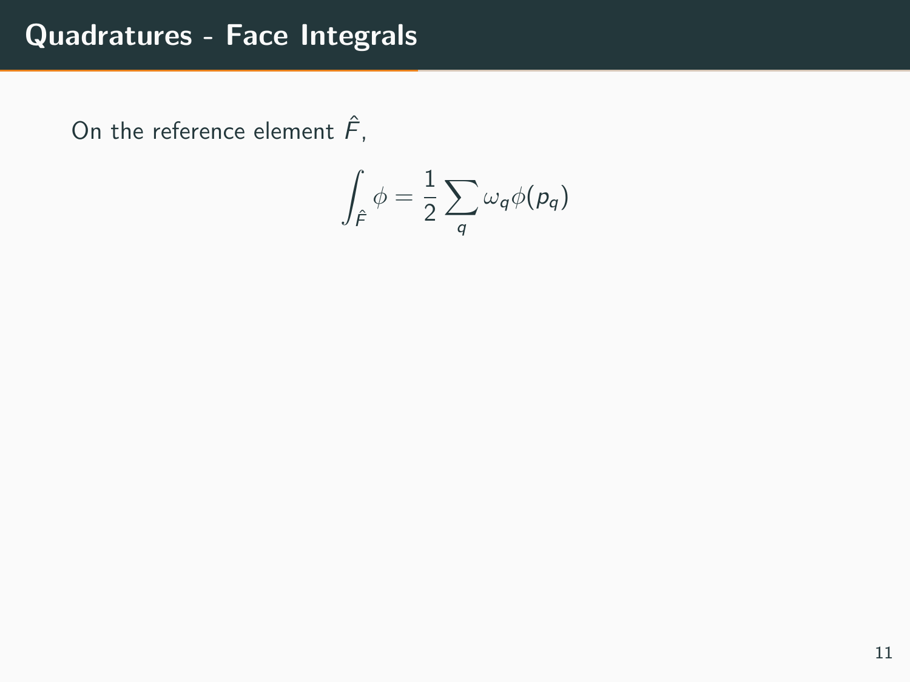# Quadratures - Face Integrals

On the reference element $\hat{F}$,

$$\int_{\hat{F}} \phi = \frac{1}{2} \sum_{q} \omega_q \phi(p_q)$$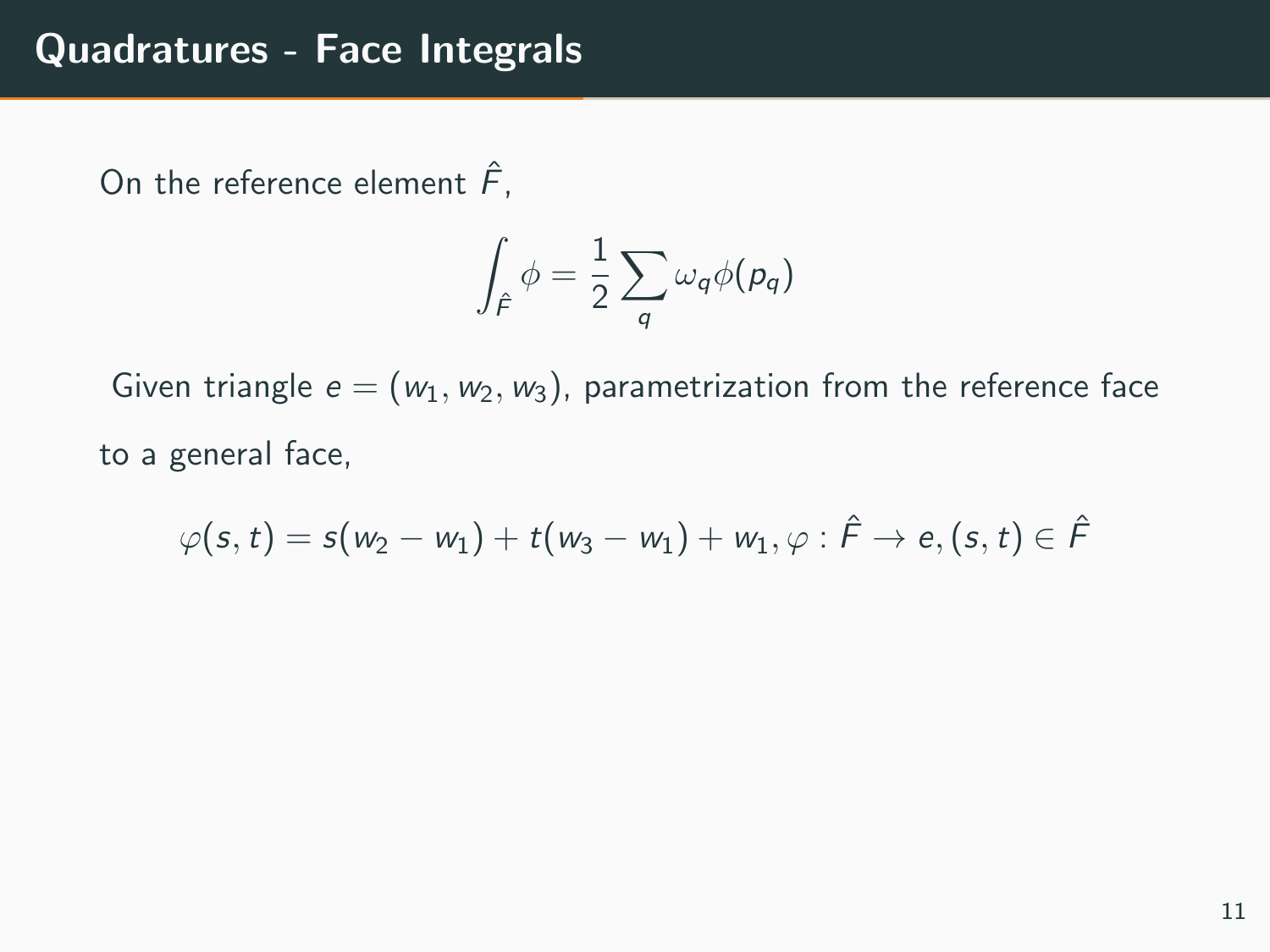# Quadratures - Face Integrals

On the reference element $\hat{F}$,

$$\int_{\hat{F}} \phi = \frac{1}{2} \sum_{q} \omega_q \phi(p_q)$$

Given triangle $e = (w_1, w_2, w_3)$, parametrization from the reference face to a general face,

$$\varphi(s, t) = s(w_2 - w_1) + t(w_3 - w_1) + w_1, \varphi : \hat{F} \to e, (s, t) \in \hat{F}$$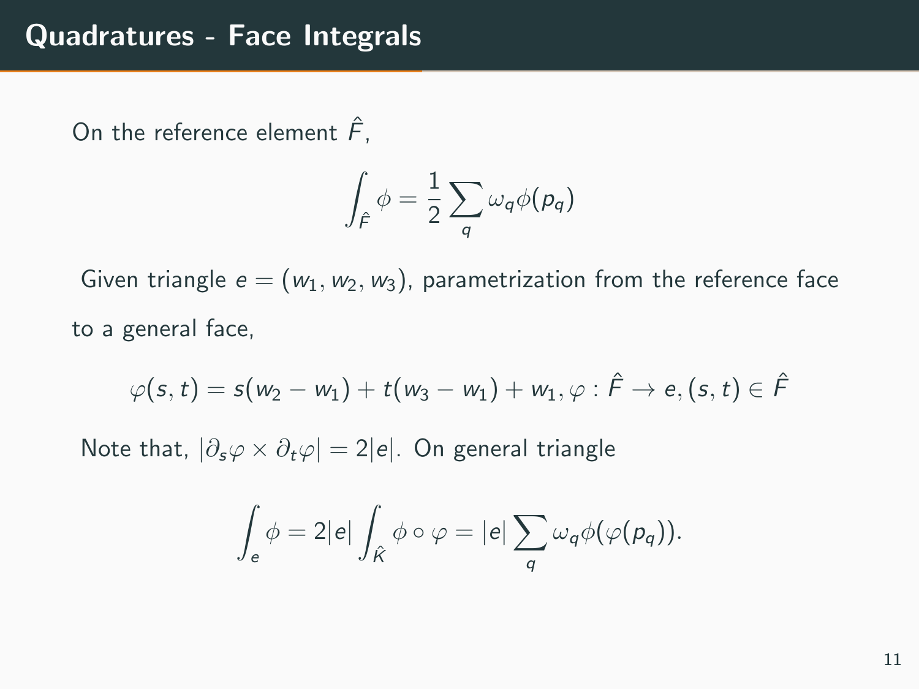# Quadratures - Face Integrals

On the reference element $\hat{F}$,

$$\int_{\hat{F}} \phi = \frac{1}{2} \sum_q \omega_q \phi(p_q)$$

Given triangle $e = (w_1, w_2, w_3)$, parametrization from the reference face to a general face,

$$\varphi(s,t) = s(w_2 - w_1) + t(w_3 - w_1) + w_1, \varphi : \hat{F} \to e, (s,t) \in \hat{F}$$

Note that, $|\partial_s \varphi \times \partial_t \varphi| = 2|e|$. On general triangle

$$\int_e \phi = 2|e| \int_{\hat{K}} \phi \circ \varphi = |e| \sum_q \omega_q \phi(\varphi(p_q)).$$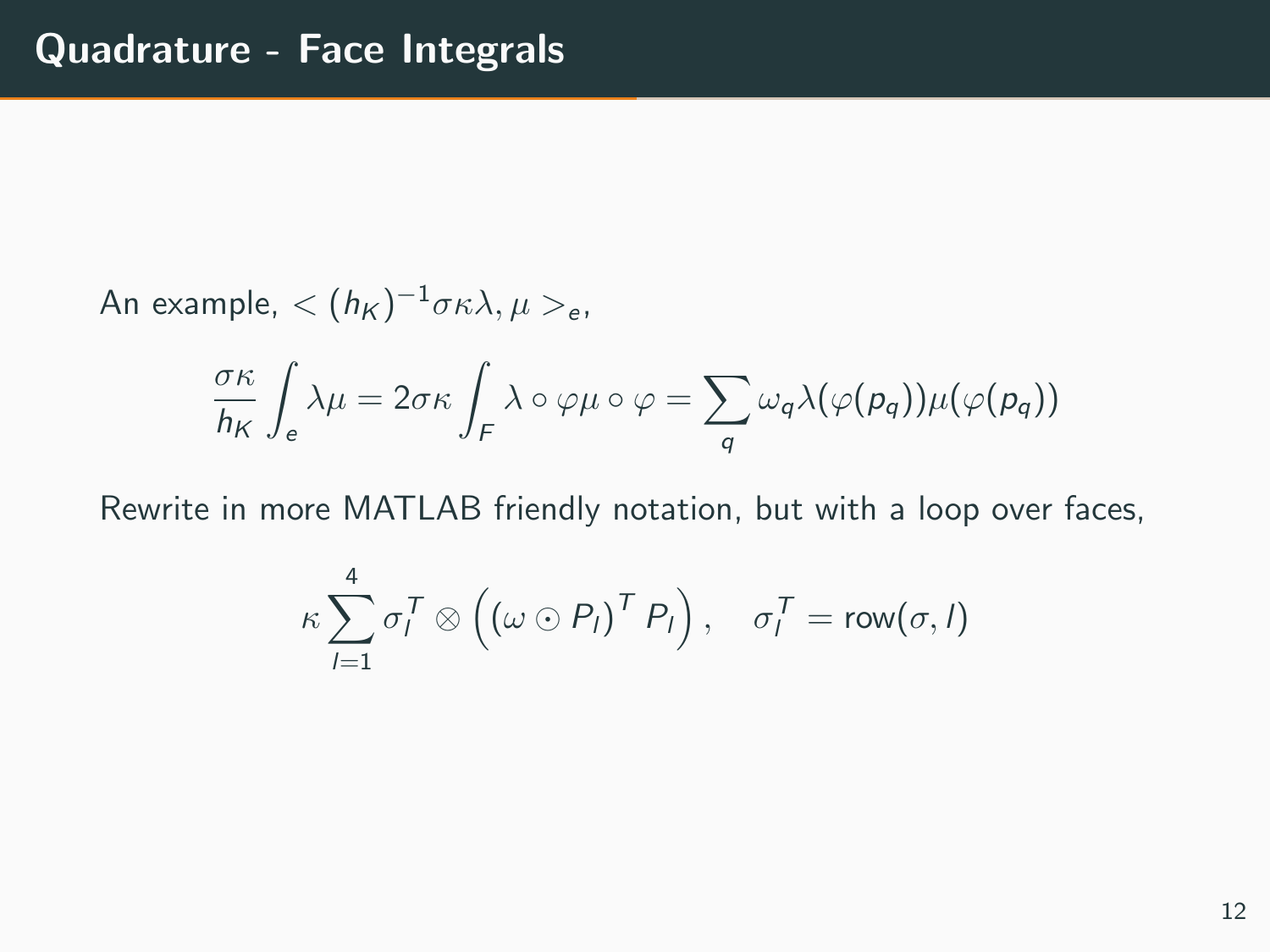# Quadrature - Face Integrals

An example, $< (h_K)^{-1}\sigma\kappa\lambda, \mu >_e$,

$$\frac{\sigma\kappa}{h_K}\int_e \lambda\mu = 2\sigma\kappa\int_F \lambda\circ\varphi\mu\circ\varphi = \sum_q \omega_q\lambda(\varphi(p_q))\mu(\varphi(p_q))$$

Rewrite in more MATLAB friendly notation, but with a loop over faces,

$$\kappa\sum_{l=1}^{4}\sigma_l^T\otimes\left(\left(\omega\odot P_l\right)^T P_l\right), \quad \sigma_l^T = \text{row}(\sigma, l)$$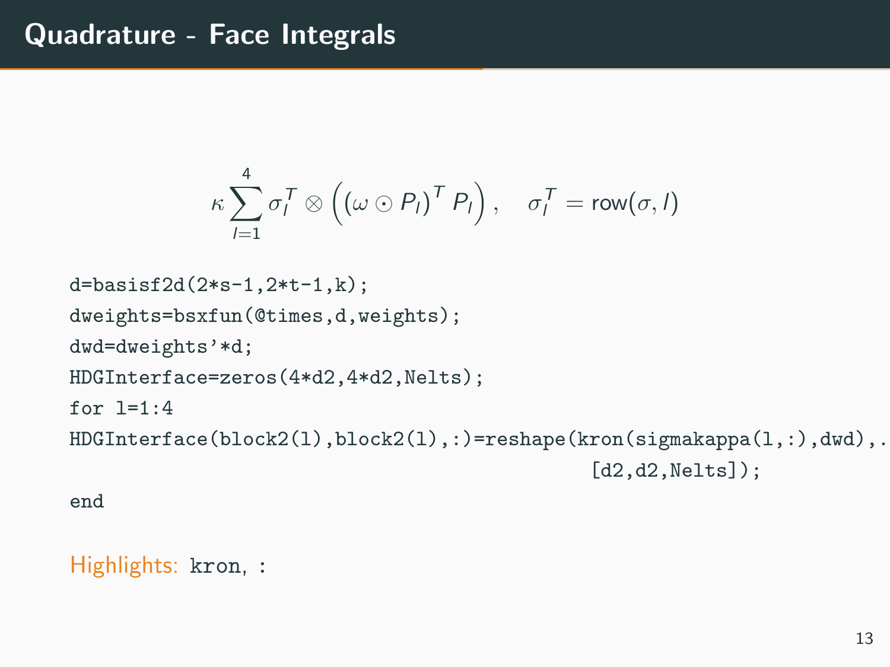# Quadrature - Face Integrals

$$\kappa \sum_{l=1}^{4} \sigma_l^T \otimes \left( \left( \omega \odot P_l \right)^T P_l \right), \quad \sigma_l^T = \text{row}(\sigma, l)$$

```
d=basisf2d(2*s-1,2*t-1,k);
dweights=bsxfun(@times,d,weights);
dwd=dweights'*d;
HDGInterface=zeros(4*d2,4*d2,Nelts);
for l=1:4
HDGInterface(block2(l),block2(l),:)=reshape(kron(sigmakappa(l,:),dwd),...
                                                        [d2,d2,Nelts]);
end
```

Highlights: `kron`, `:`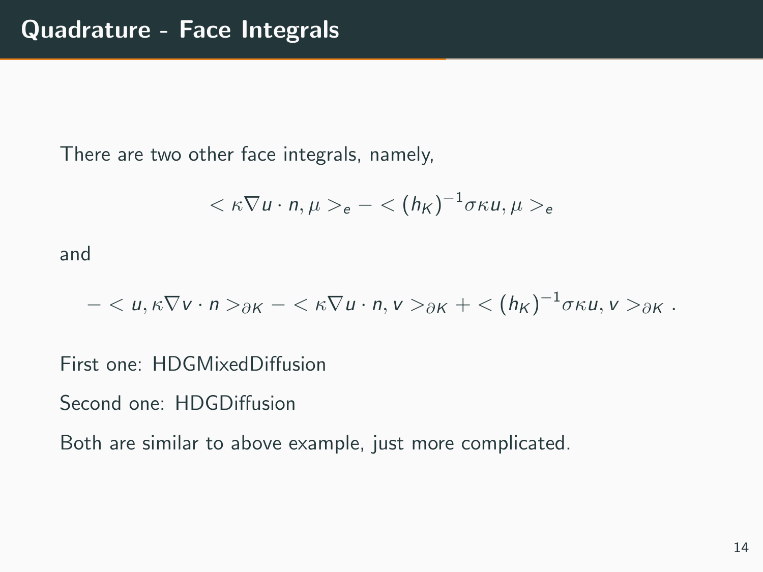# Quadrature - Face Integrals

There are two other face integrals, namely,

$$< \kappa \nabla u \cdot n, \mu >_e - < (h_K)^{-1} \sigma \kappa u, \mu >_e$$

and

$$- < u, \kappa \nabla v \cdot n >_{\partial K} - < \kappa \nabla u \cdot n, v >_{\partial K} + < (h_K)^{-1} \sigma \kappa u, v >_{\partial K} .$$

First one: HDGMixedDiffusion

Second one: HDGDiffusion

Both are similar to above example, just more complicated.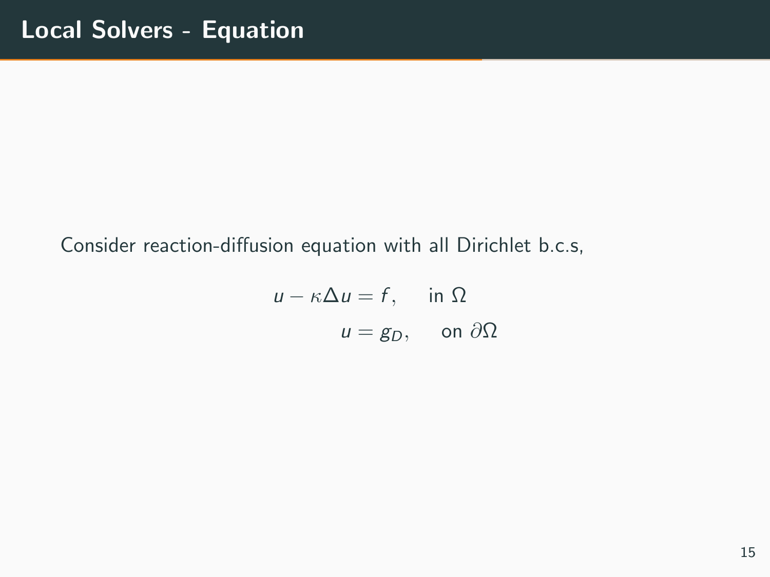# Local Solvers - Equation

Consider reaction-diffusion equation with all Dirichlet b.c.s,

$$
\begin{aligned}
u - \kappa \Delta u &= f, \quad \text{in } \Omega \\
u &= g_D, \quad \text{on } \partial\Omega
\end{aligned}
$$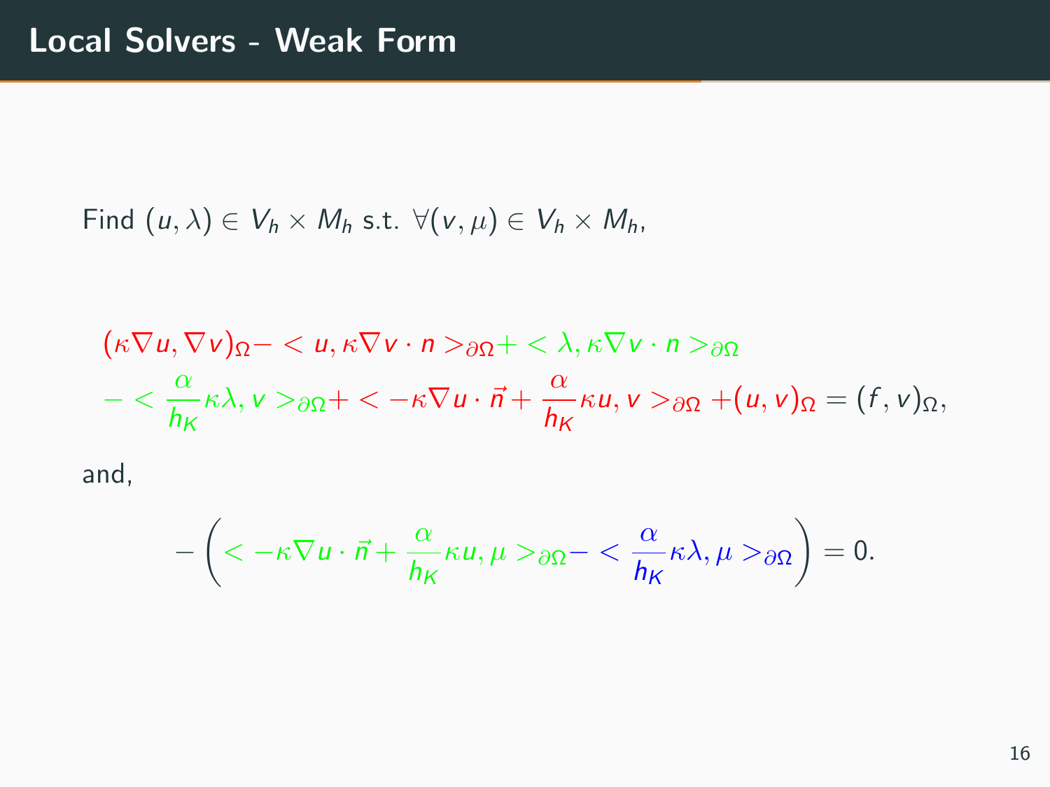# Local Solvers - Weak Form

Find $(u, \lambda) \in V_h \times M_h$ s.t. $\forall (v, \mu) \in V_h \times M_h$,

$$
\begin{aligned}
&(\kappa \nabla u, \nabla v)_\Omega - < u, \kappa \nabla v \cdot n >_{\partial\Omega} + < \lambda, \kappa \nabla v \cdot n >_{\partial\Omega} \\
&- < \frac{\alpha}{h_K} \kappa \lambda, v >_{\partial\Omega} + < -\kappa \nabla u \cdot \vec{n} + \frac{\alpha}{h_K} \kappa u, v >_{\partial\Omega} + (u, v)_\Omega = (f, v)_\Omega,
\end{aligned}
$$

and,

$$
-\left( < -\kappa \nabla u \cdot \vec{n} + \frac{\alpha}{h_K} \kappa u, \mu >_{\partial\Omega} - < \frac{\alpha}{h_K} \kappa \lambda, \mu >_{\partial\Omega} \right) = 0.
$$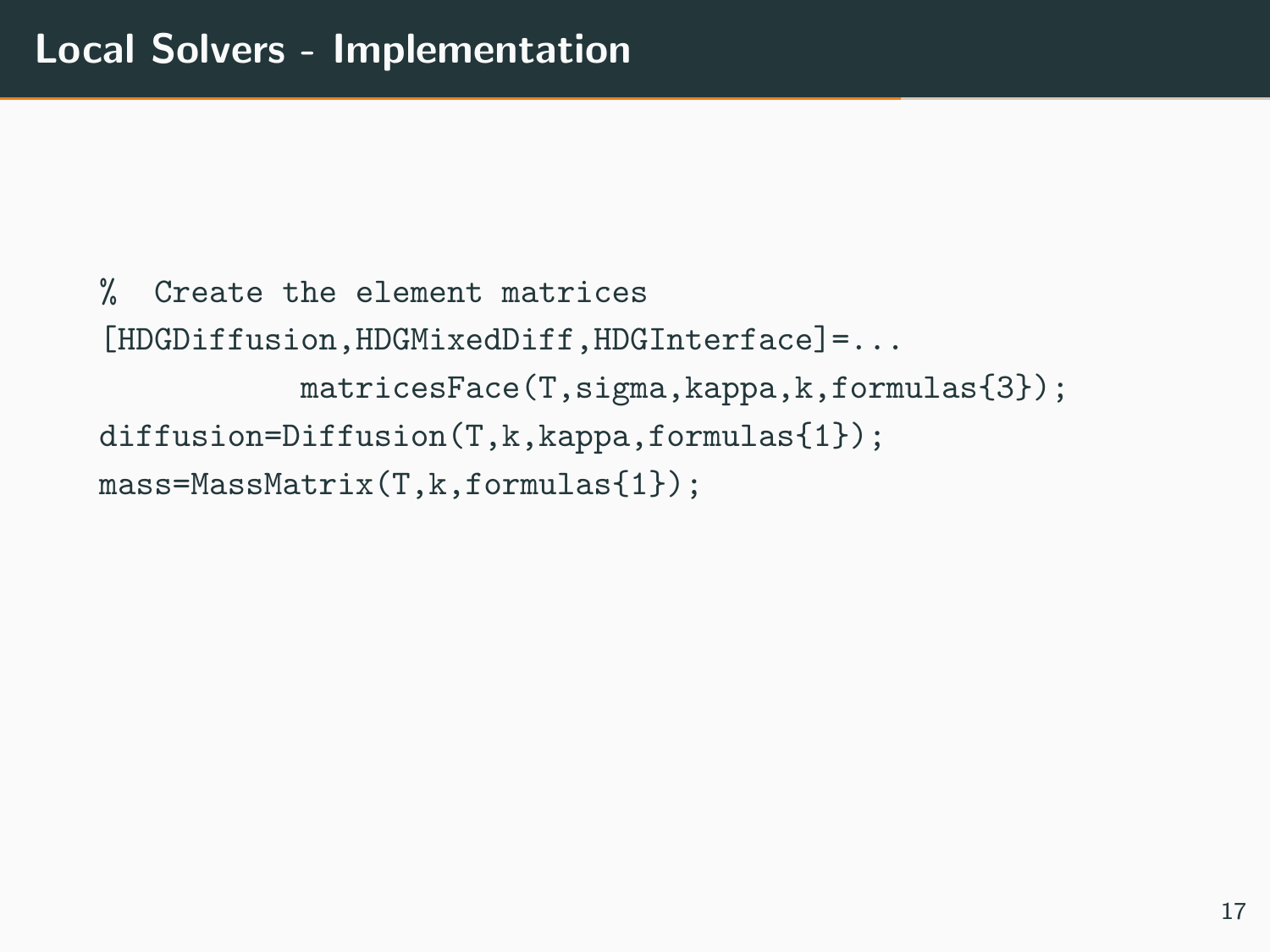# Local Solvers - Implementation

```
%  Create the element matrices
[HDGDiffusion,HDGMixedDiff,HDGInterface]=...
           matricesFace(T,sigma,kappa,k,formulas{3});
diffusion=Diffusion(T,k,kappa,formulas{1});
mass=MassMatrix(T,k,formulas{1});
```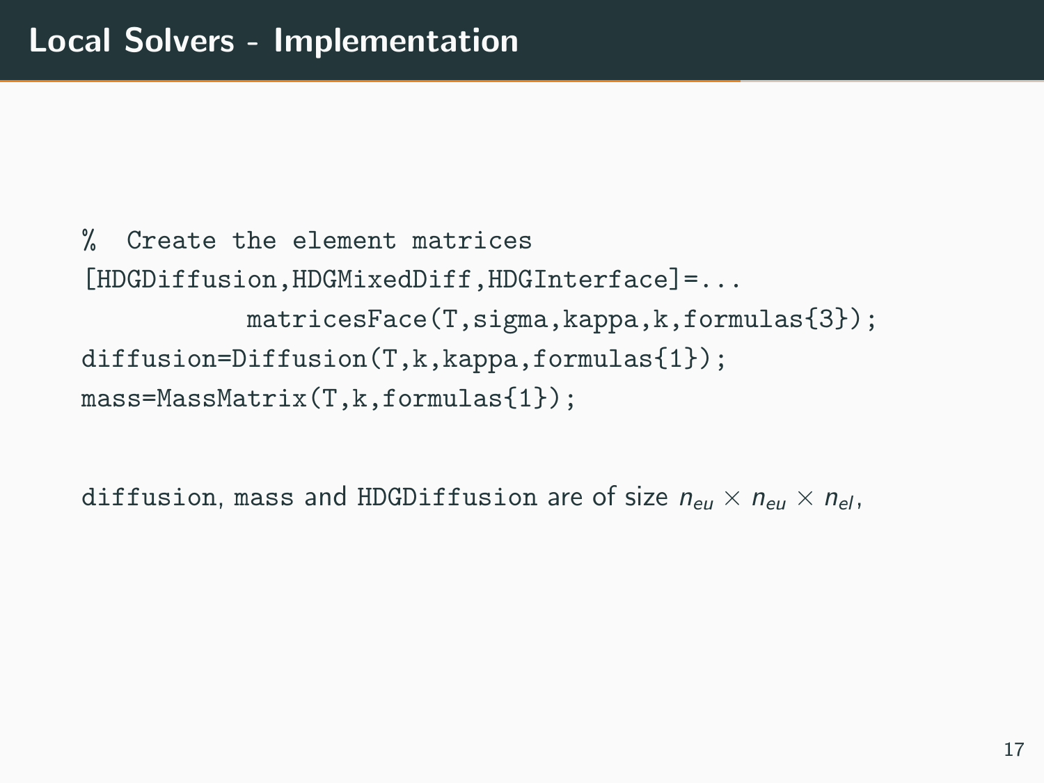# Local Solvers - Implementation

```
%  Create the element matrices
[HDGDiffusion,HDGMixedDiff,HDGInterface]=...
          matricesFace(T,sigma,kappa,k,formulas{3});
diffusion=Diffusion(T,k,kappa,formulas{1});
mass=MassMatrix(T,k,formulas{1});
```

`diffusion`, `mass` and `HDGDiffusion` are of size $n_{eu} \times n_{eu} \times n_{el}$,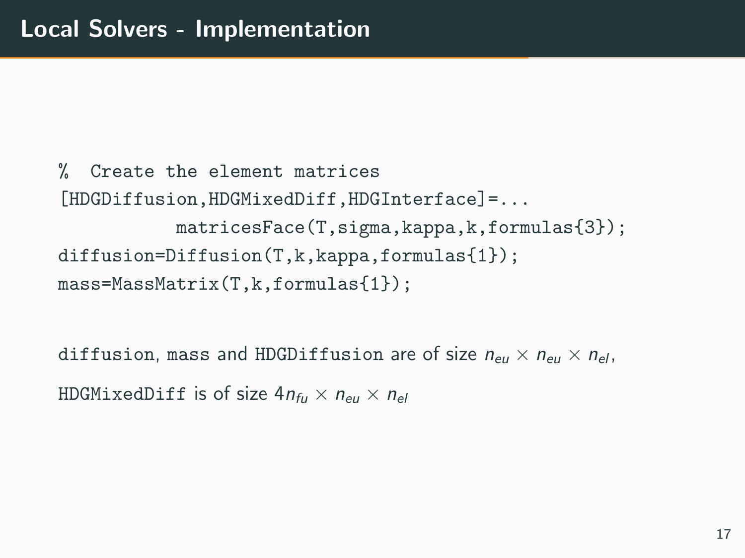# Local Solvers - Implementation

```
%  Create the element matrices
[HDGDiffusion,HDGMixedDiff,HDGInterface]=...
          matricesFace(T,sigma,kappa,k,formulas{3});
diffusion=Diffusion(T,k,kappa,formulas{1});
mass=MassMatrix(T,k,formulas{1});
```

`diffusion`, `mass` and `HDGDiffusion` are of size $n_{eu} \times n_{eu} \times n_{el}$,

`HDGMixedDiff` is of size $4n_{fu} \times n_{eu} \times n_{el}$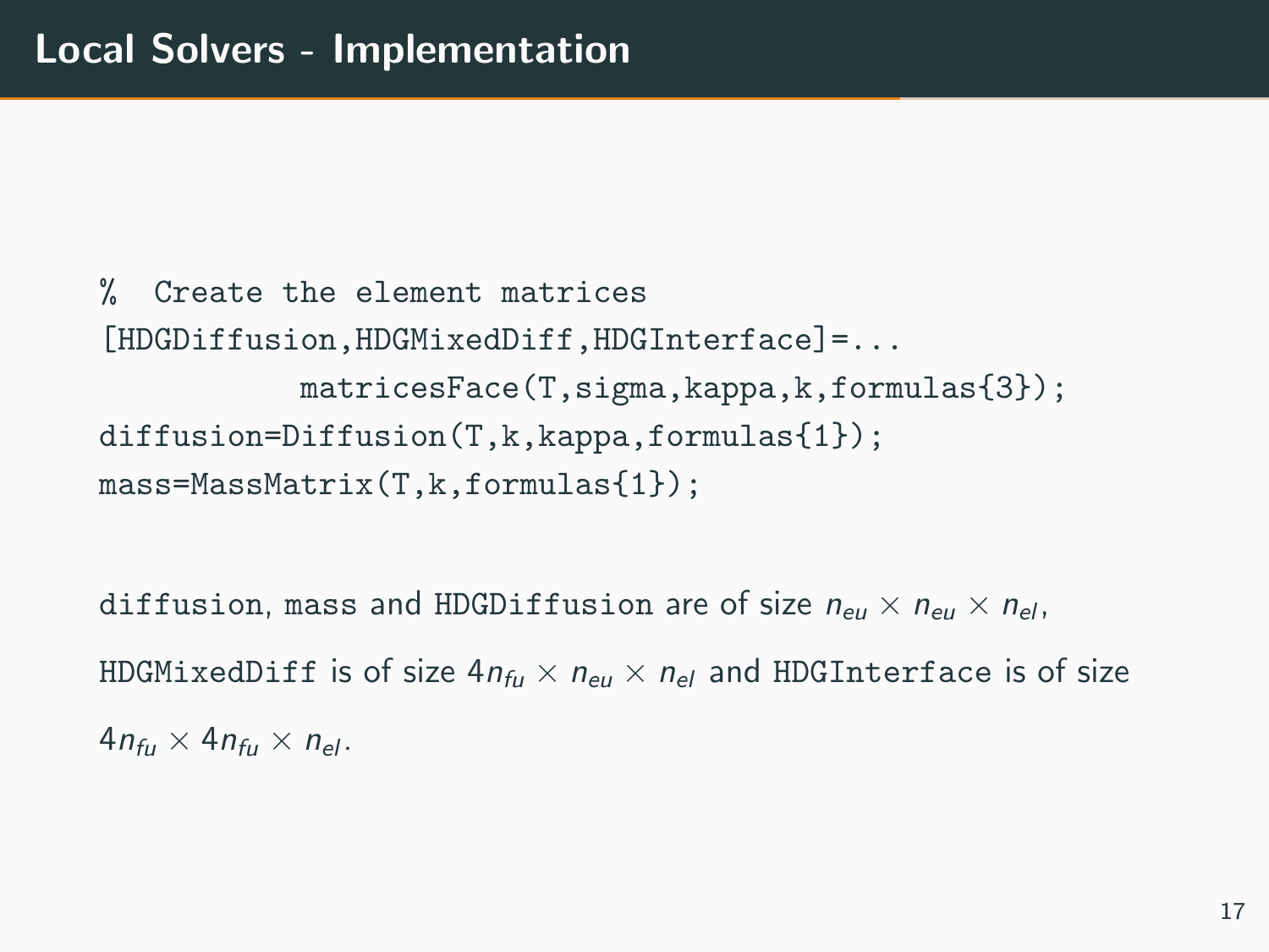# Local Solvers - Implementation

```
%  Create the element matrices
[HDGDiffusion,HDGMixedDiff,HDGInterface]=...
          matricesFace(T,sigma,kappa,k,formulas{3});
diffusion=Diffusion(T,k,kappa,formulas{1});
mass=MassMatrix(T,k,formulas{1});
```

`diffusion`, `mass` and `HDGDiffusion` are of size $n_{eu} \times n_{eu} \times n_{el}$, `HDGMixedDiff` is of size $4n_{fu} \times n_{eu} \times n_{el}$ and `HDGInterface` is of size $4n_{fu} \times 4n_{fu} \times n_{el}$.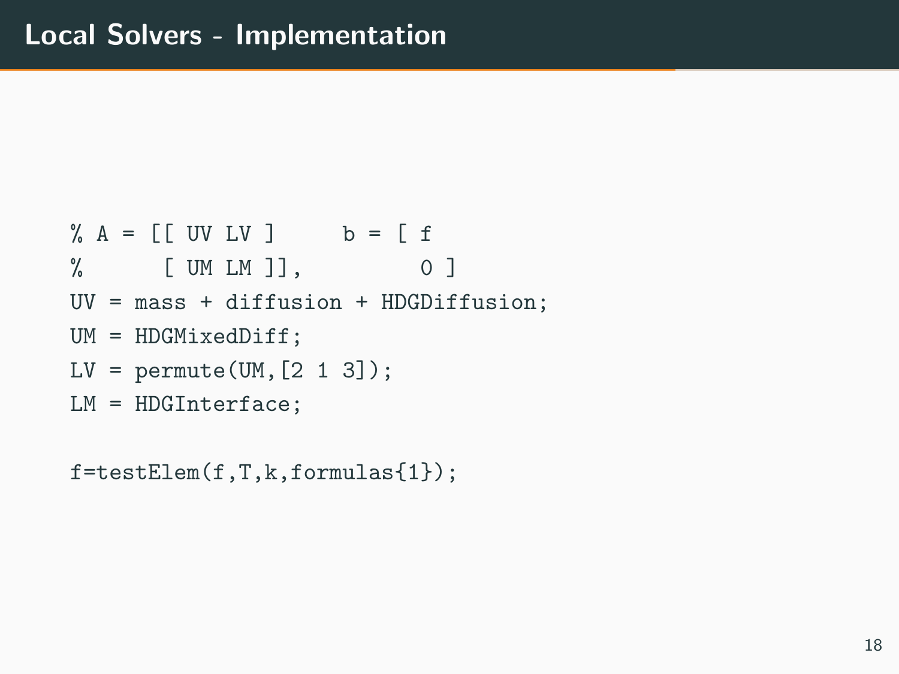# Local Solvers - Implementation

```
% A = [[ UV LV ]     b = [ f
%       [ UM LM ]],        0 ]
UV = mass + diffusion + HDGDiffusion;
UM = HDGMixedDiff;
LV = permute(UM,[2 1 3]);
LM = HDGInterface;

f=testElem(f,T,k,formulas{1});
```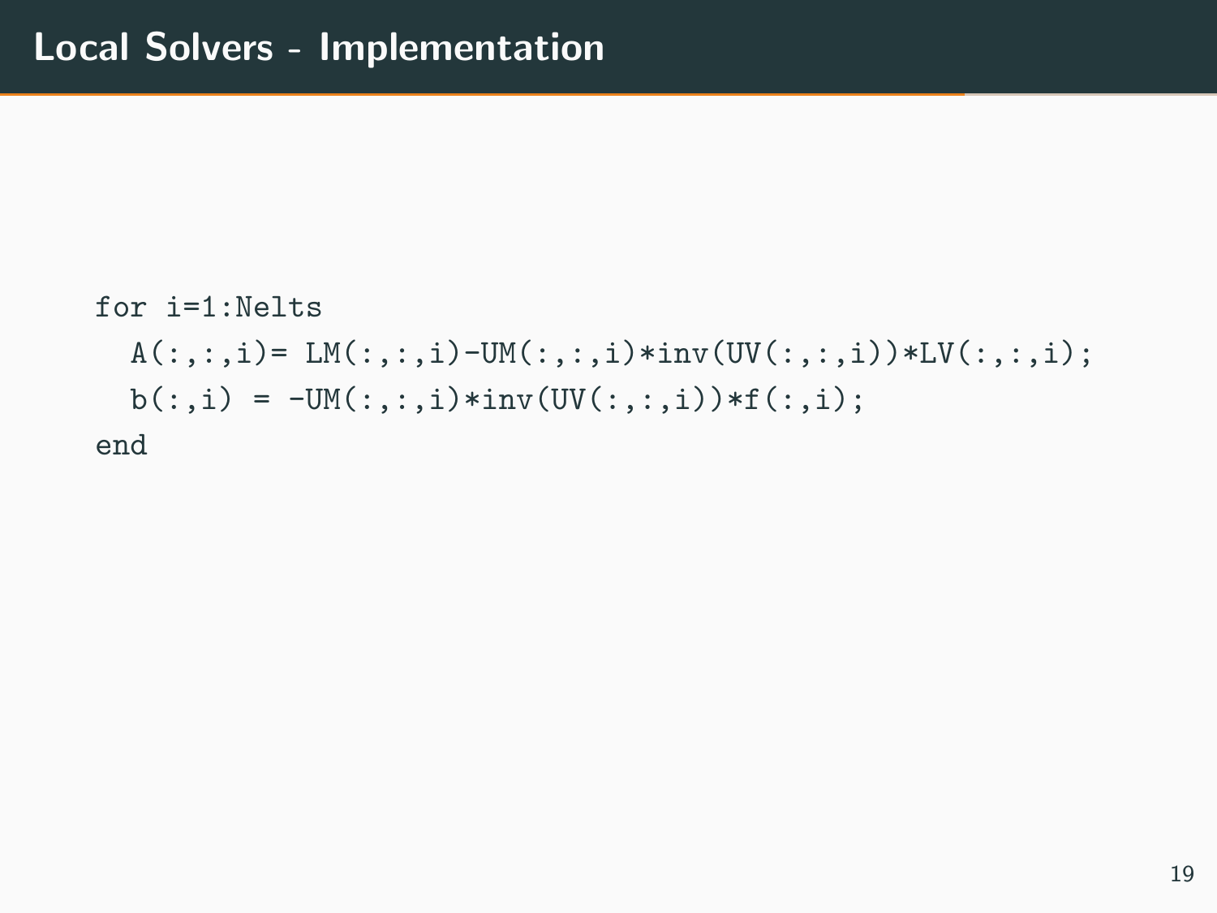# Local Solvers - Implementation

```
for i=1:Nelts
  A(:,:,i)= LM(:,:,i)-UM(:,:,i)*inv(UV(:,:,i))*LV(:,:,i);
  b(:,i) = -UM(:,:,i)*inv(UV(:,:,i))*f(:,i);
end
```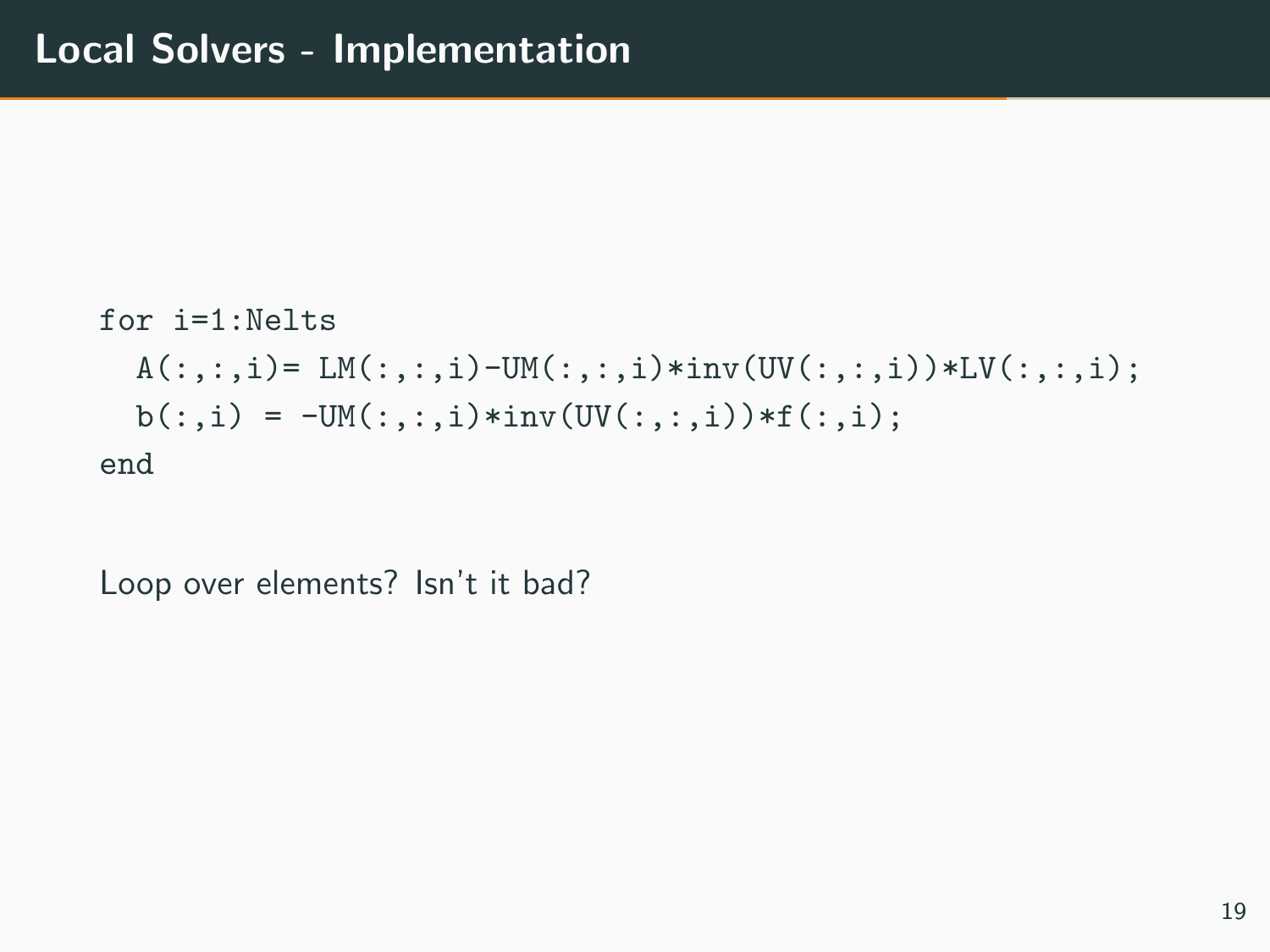# Local Solvers - Implementation

```
for i=1:Nelts
  A(:,:,i)= LM(:,:,i)-UM(:,:,i)*inv(UV(:,:,i))*LV(:,:,i);
  b(:,i) = -UM(:,:,i)*inv(UV(:,:,i))*f(:,i);
end
```

Loop over elements? Isn't it bad?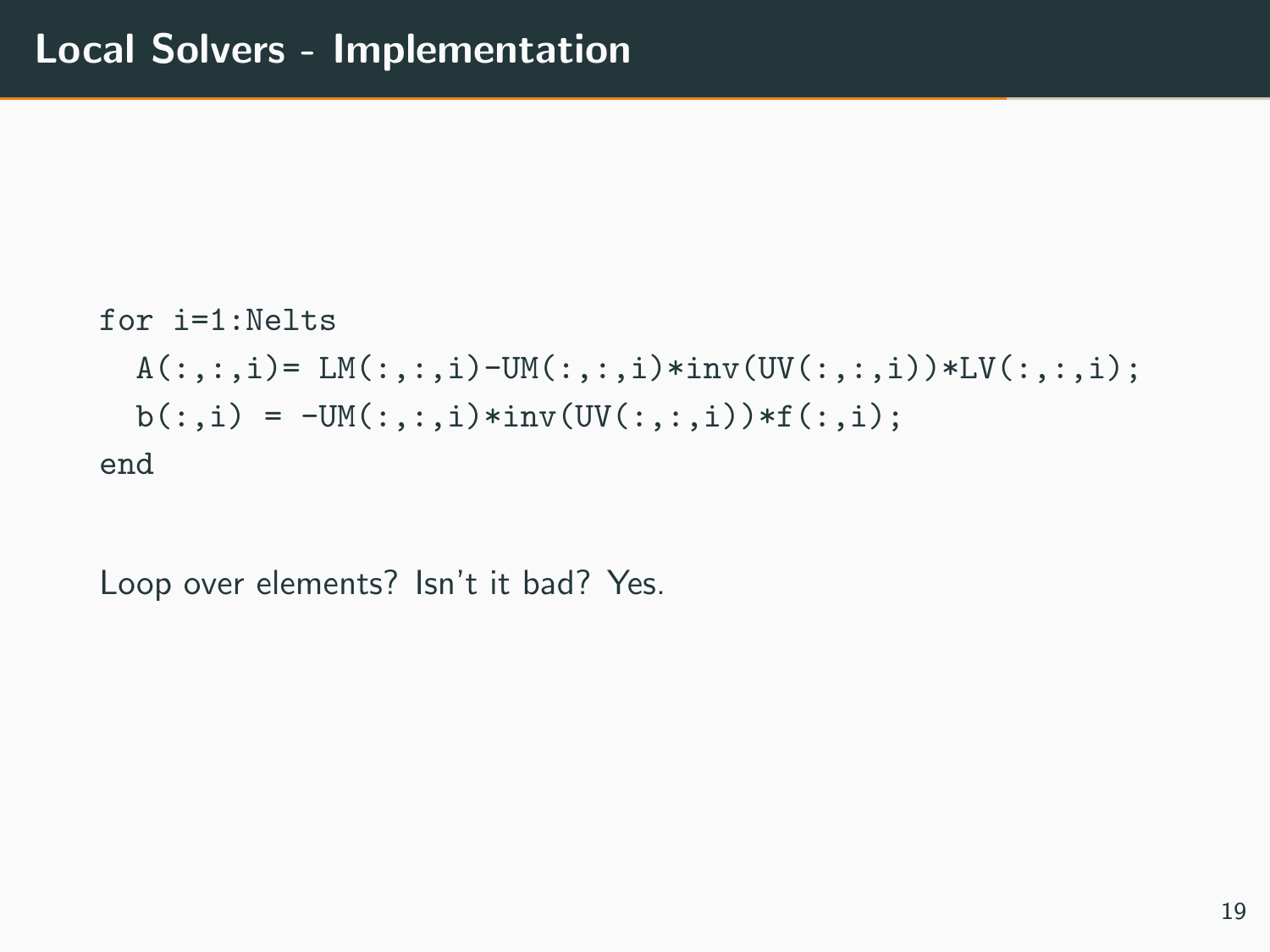# Local Solvers - Implementation

```
for i=1:Nelts
  A(:,:,i)= LM(:,:,i)-UM(:,:,i)*inv(UV(:,:,i))*LV(:,:,i);
  b(:,i) = -UM(:,:,i)*inv(UV(:,:,i))*f(:,i);
end
```

Loop over elements? Isn't it bad? Yes.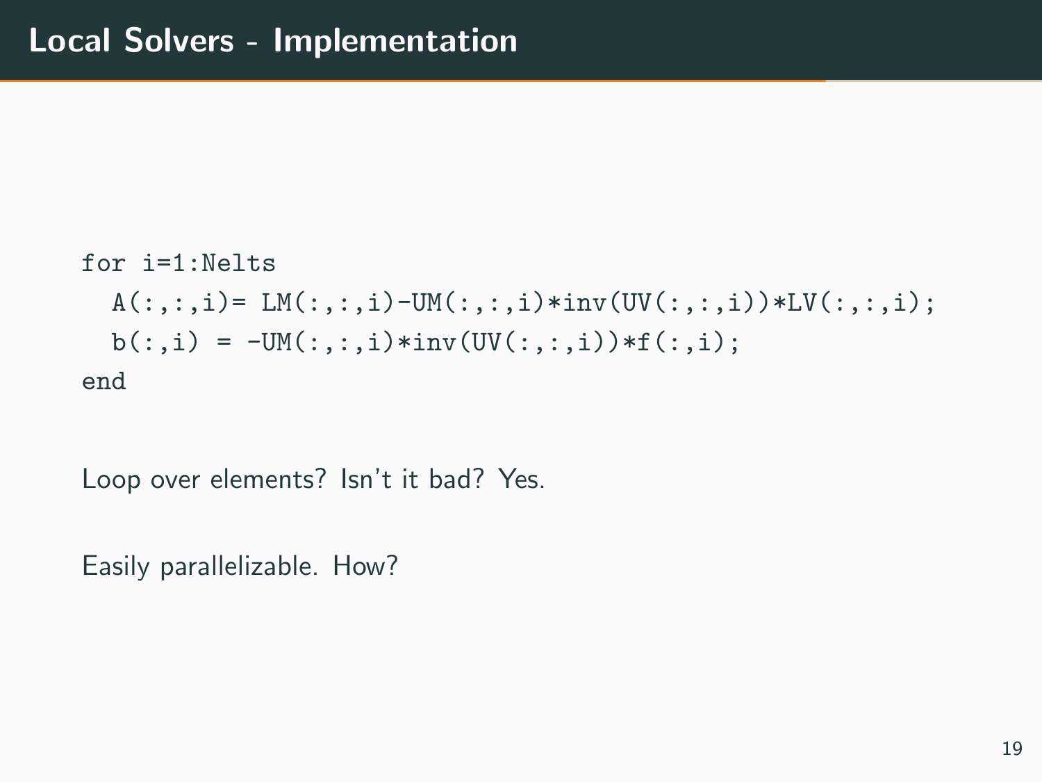# Local Solvers - Implementation

```
for i=1:Nelts
  A(:,:,i)= LM(:,:,i)-UM(:,:,i)*inv(UV(:,:,i))*LV(:,:,i);
  b(:,i) = -UM(:,:,i)*inv(UV(:,:,i))*f(:,i);
end
```

Loop over elements? Isn't it bad? Yes.

Easily parallelizable. How?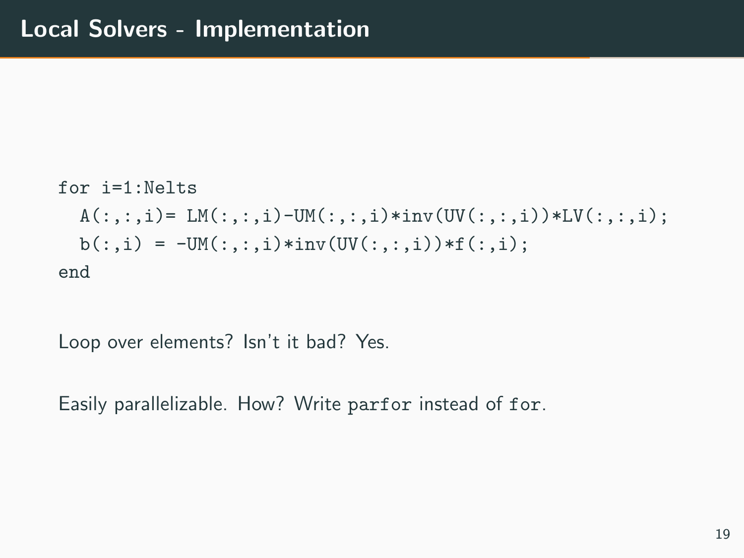# Local Solvers - Implementation

```
for i=1:Nelts
  A(:,:,i)= LM(:,:,i)-UM(:,:,i)*inv(UV(:,:,i))*LV(:,:,i);
  b(:,i) = -UM(:,:,i)*inv(UV(:,:,i))*f(:,i);
end
```

Loop over elements? Isn't it bad? Yes.

Easily parallelizable. How? Write `parfor` instead of `for`.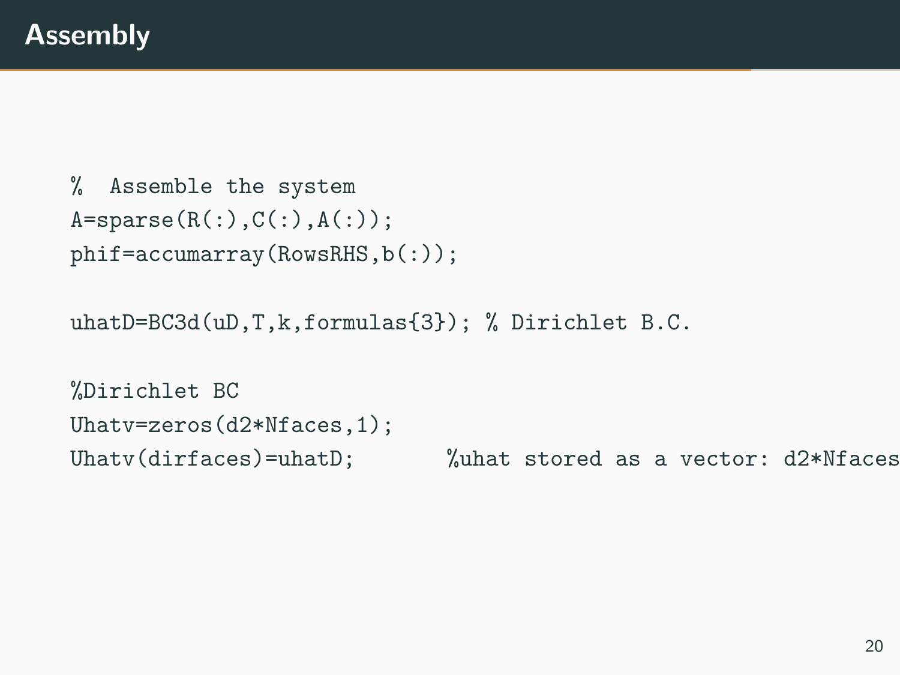# Assembly

```
%  Assemble the system
A=sparse(R(:),C(:),A(:));
phif=accumarray(RowsRHS,b(:));

uhatD=BC3d(uD,T,k,formulas{3}); % Dirichlet B.C.

%Dirichlet BC
Uhatv=zeros(d2*Nfaces,1);
Uhatv(dirfaces)=uhatD;       %uhat stored as a vector: d2*Nfaces
```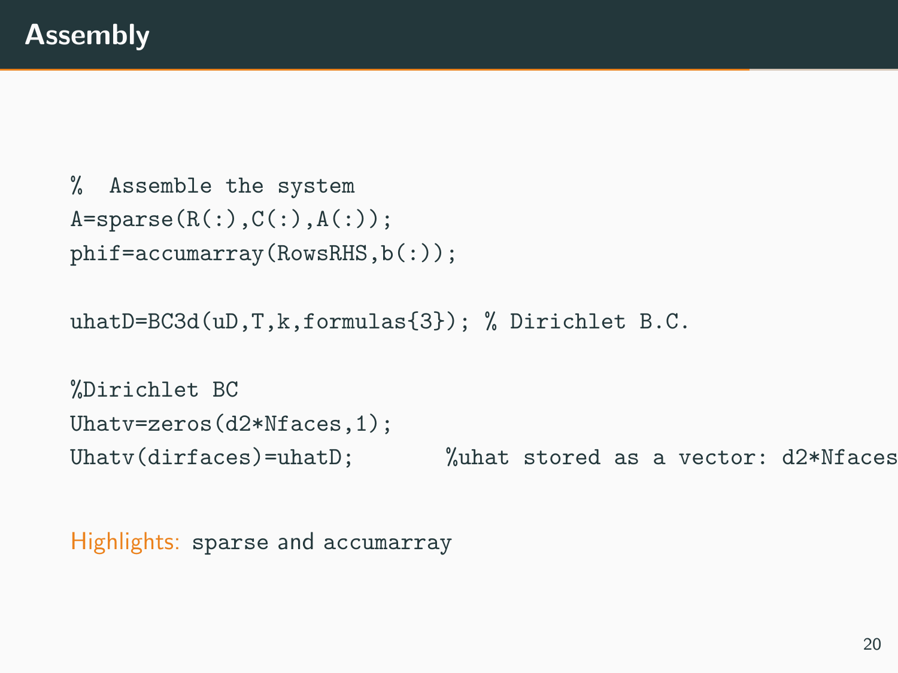# Assembly

```
%  Assemble the system
A=sparse(R(:),C(:),A(:));
phif=accumarray(RowsRHS,b(:));

uhatD=BC3d(uD,T,k,formulas{3}); % Dirichlet B.C.

%Dirichlet BC
Uhatv=zeros(d2*Nfaces,1);
Uhatv(dirfaces)=uhatD;       %uhat stored as a vector: d2*Nfaces
```

Highlights: `sparse` and `accumarray`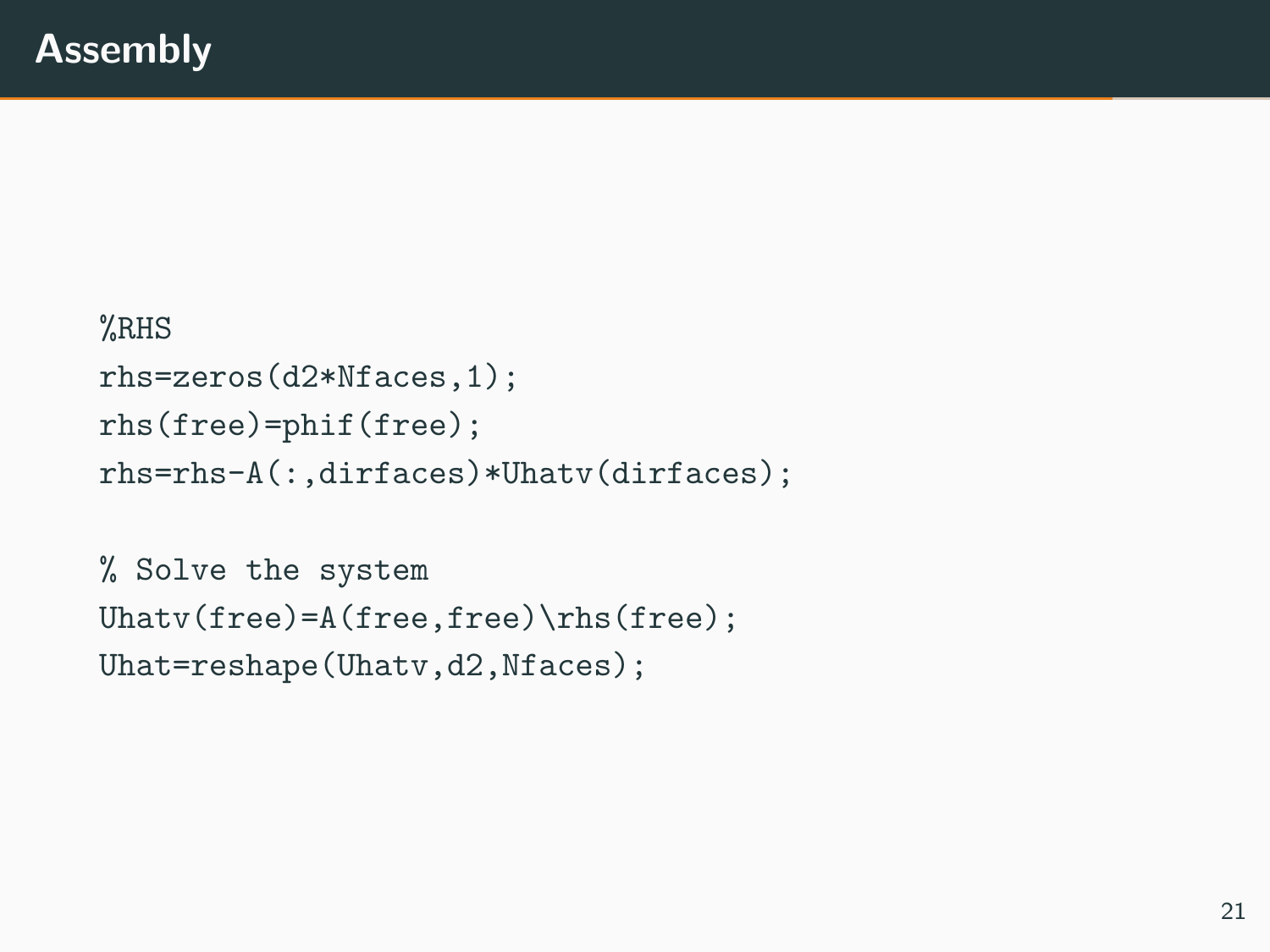## Assembly

```
%RHS
rhs=zeros(d2*Nfaces,1);
rhs(free)=phif(free);
rhs=rhs-A(:,dirfaces)*Uhatv(dirfaces);

% Solve the system
Uhatv(free)=A(free,free)\rhs(free);
Uhat=reshape(Uhatv,d2,Nfaces);
```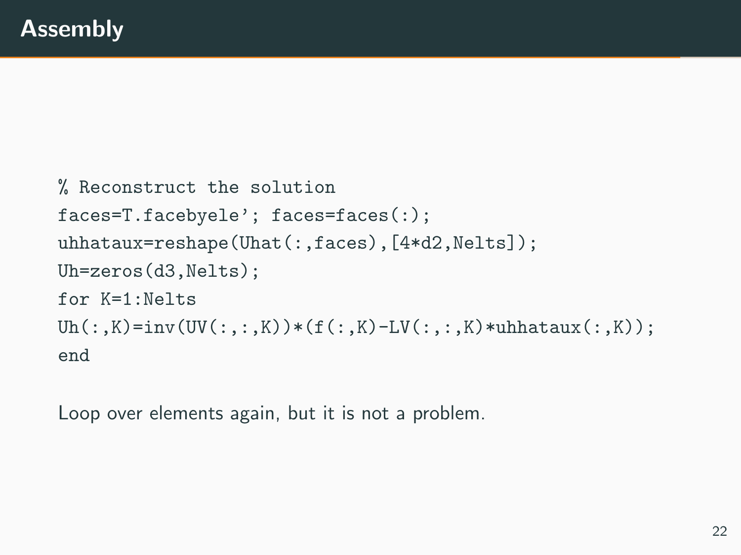# Assembly

```
% Reconstruct the solution
faces=T.facebyele'; faces=faces(:);
uhhataux=reshape(Uhat(:,faces),[4*d2,Nelts]);
Uh=zeros(d3,Nelts);
for K=1:Nelts
Uh(:,K)=inv(UV(:,:,K))*(f(:,K)-LV(:,:,K)*uhhataux(:,K));
end
```

Loop over elements again, but it is not a problem.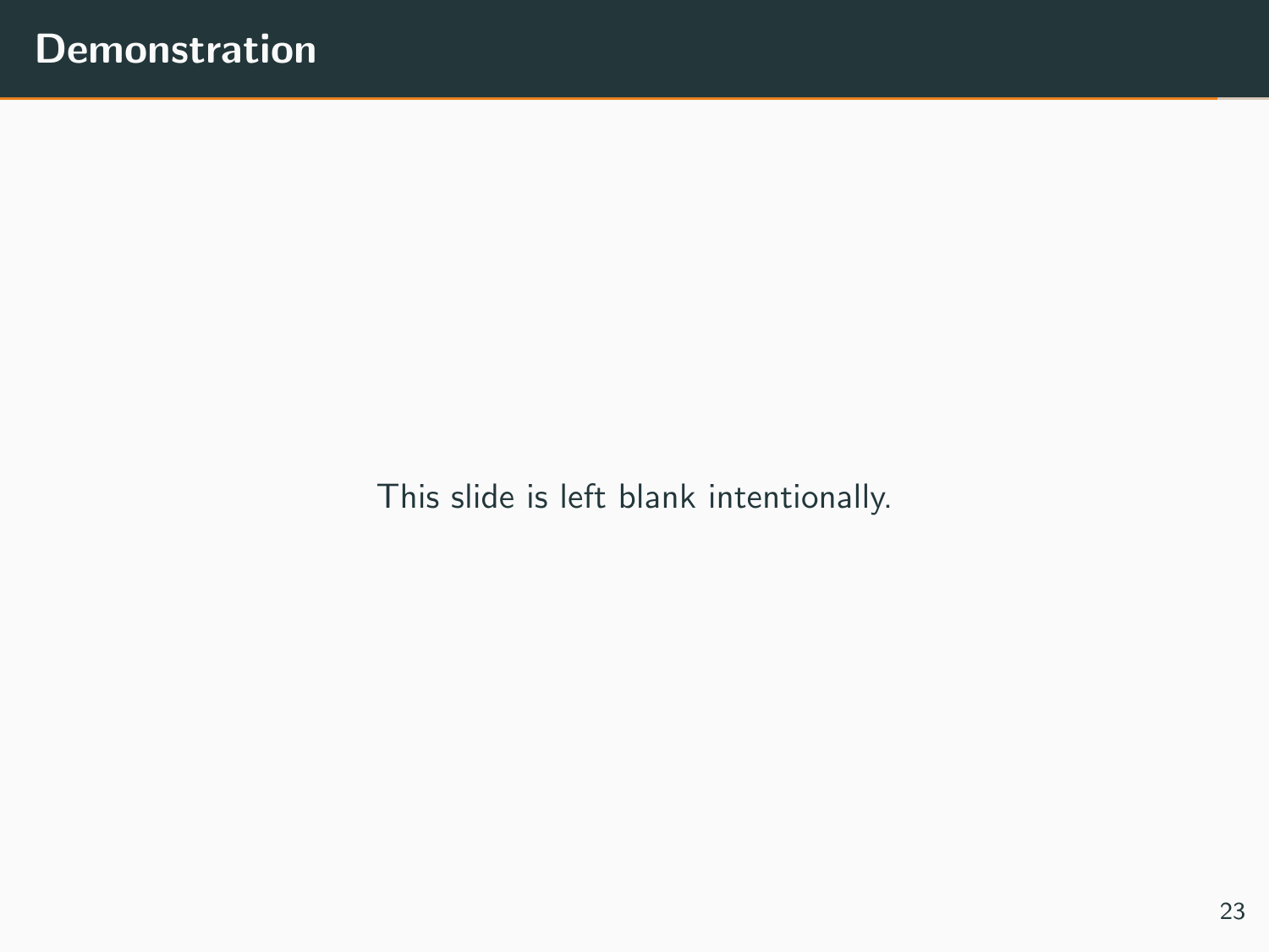# Demonstration

This slide is left blank intentionally.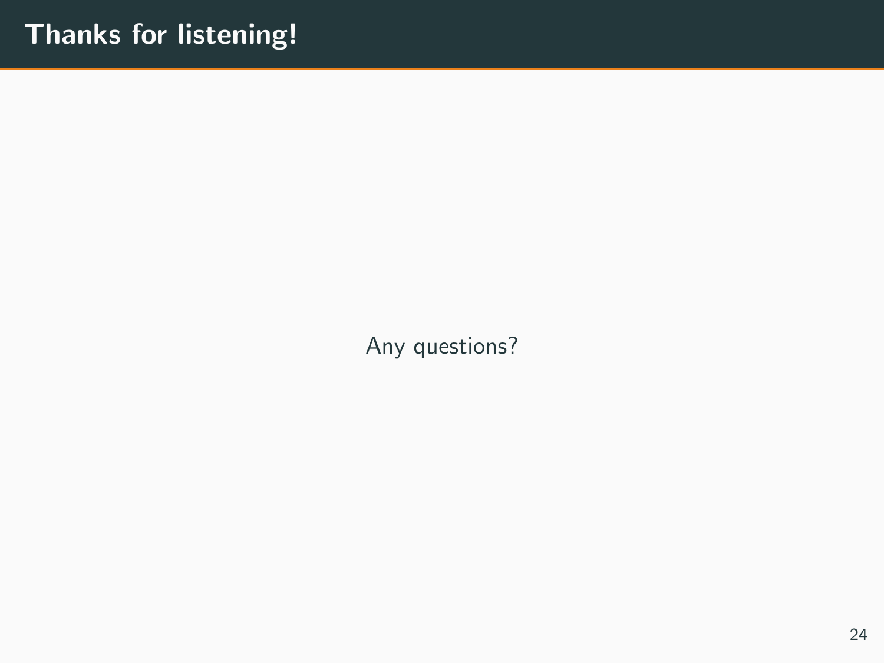# Thanks for listening!

Any questions?